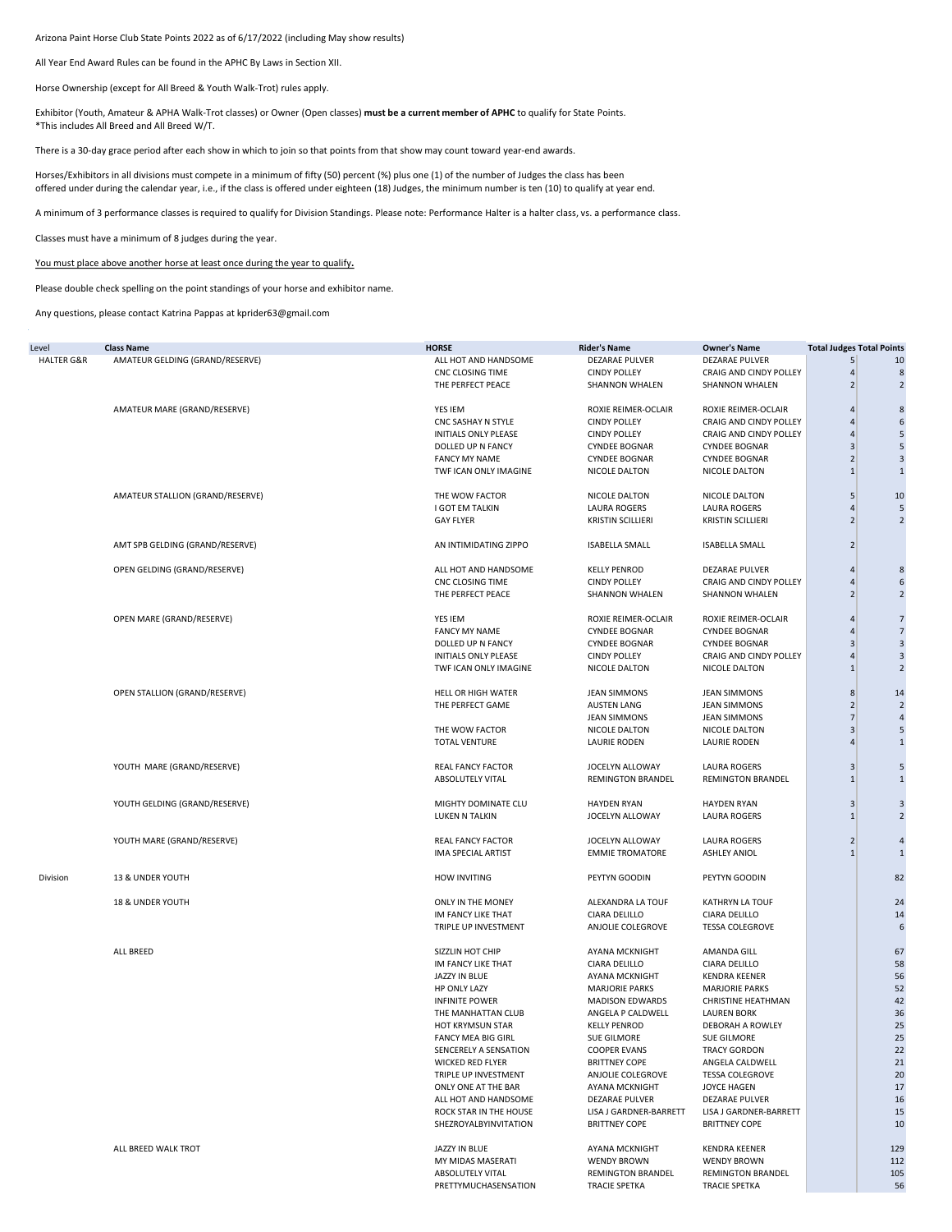Arizona Paint Horse Club State Points 2022 as of 6/17/2022 (including May show results)

All Year End Award Rules can be found in the APHC By Laws in Section XII.

Horse Ownership (except for All Breed & Youth Walk-Trot) rules apply.

Exhibitor (Youth, Amateur & APHA Walk-Trot classes) or Owner (Open classes) **must be a current member of APHC** to qualify for State Points.
*This includes All Breed and All Breed W/T.

There is a 30-day grace period after each show in which to join so that points from that show may count toward year-end awards.

Horses/Exhibitors in all divisions must compete in a minimum of fifty (50) percent (%) plus one (1) of the number of Judges the class has been offered under during the calendar year, i.e., if the class is offered under eighteen (18) Judges, the minimum number is ten (10) to qualify at year end.

A minimum of 3 performance classes is required to qualify for Division Standings. Please note: Performance Halter is a halter class, vs. a performance class.

Classes must have a minimum of 8 judges during the year.

<u>You must place above another horse at least once during the year to qualify.</u>

Please double check spelling on the point standings of your horse and exhibitor name.

Any questions, please contact Katrina Pappas at kprider63@gmail.com

| Level | Class Name | HORSE | Rider's Name | Owner's Name | Total Judges | Total Points |
|---|---|---|---|---|---|---|
| HALTER G&R | AMATEUR GELDING (GRAND/RESERVE) | ALL HOT AND HANDSOME | DEZARAE PULVER | DEZARAE PULVER | 5 | 10 |
| | | CNC CLOSING TIME | CINDY POLLEY | CRAIG AND CINDY POLLEY | 4 | 8 |
| | | THE PERFECT PEACE | SHANNON WHALEN | SHANNON WHALEN | 2 | 2 |
| | AMATEUR MARE (GRAND/RESERVE) | YES IEM | ROXIE REIMER-OCLAIR | ROXIE REIMER-OCLAIR | 4 | 8 |
| | | CNC SASHAY N STYLE | CINDY POLLEY | CRAIG AND CINDY POLLEY | 4 | 6 |
| | | INITIALS ONLY PLEASE | CINDY POLLEY | CRAIG AND CINDY POLLEY | 4 | 5 |
| | | DOLLED UP N FANCY | CYNDEE BOGNAR | CYNDEE BOGNAR | 3 | 5 |
| | | FANCY MY NAME | CYNDEE BOGNAR | CYNDEE BOGNAR | 2 | 3 |
| | | TWF ICAN ONLY IMAGINE | NICOLE DALTON | NICOLE DALTON | 1 | 1 |
| | AMATEUR STALLION (GRAND/RESERVE) | THE WOW FACTOR | NICOLE DALTON | NICOLE DALTON | 5 | 10 |
| | | I GOT EM TALKIN | LAURA ROGERS | LAURA ROGERS | 4 | 5 |
| | | GAY FLYER | KRISTIN SCILLIERI | KRISTIN SCILLIERI | 2 | 2 |
| | AMT SPB GELDING (GRAND/RESERVE) | AN INTIMIDATING ZIPPO | ISABELLA SMALL | ISABELLA SMALL | 2 | |
| | OPEN GELDING (GRAND/RESERVE) | ALL HOT AND HANDSOME | KELLY PENROD | DEZARAE PULVER | 4 | 8 |
| | | CNC CLOSING TIME | CINDY POLLEY | CRAIG AND CINDY POLLEY | 4 | 6 |
| | | THE PERFECT PEACE | SHANNON WHALEN | SHANNON WHALEN | 2 | 2 |
| | OPEN MARE (GRAND/RESERVE) | YES IEM | ROXIE REIMER-OCLAIR | ROXIE REIMER-OCLAIR | 4 | 7 |
| | | FANCY MY NAME | CYNDEE BOGNAR | CYNDEE BOGNAR | 4 | 7 |
| | | DOLLED UP N FANCY | CYNDEE BOGNAR | CYNDEE BOGNAR | 3 | 3 |
| | | INITIALS ONLY PLEASE | CINDY POLLEY | CRAIG AND CINDY POLLEY | 4 | 3 |
| | | TWF ICAN ONLY IMAGINE | NICOLE DALTON | NICOLE DALTON | 1 | 2 |
| | OPEN STALLION (GRAND/RESERVE) | HELL OR HIGH WATER | JEAN SIMMONS | JEAN SIMMONS | 8 | 14 |
| | | THE PERFECT GAME | AUSTEN LANG | JEAN SIMMONS | 2 | 2 |
| | | | JEAN SIMMONS | JEAN SIMMONS | 7 | 4 |
| | | THE WOW FACTOR | NICOLE DALTON | NICOLE DALTON | 3 | 5 |
| | | TOTAL VENTURE | LAURIE RODEN | LAURIE RODEN | 4 | 1 |
| | YOUTH MARE (GRAND/RESERVE) | REAL FANCY FACTOR | JOCELYN ALLOWAY | LAURA ROGERS | 3 | 5 |
| | | ABSOLUTELY VITAL | REMINGTON BRANDEL | REMINGTON BRANDEL | 1 | 1 |
| | YOUTH GELDING (GRAND/RESERVE) | MIGHTY DOMINATE CLU | HAYDEN RYAN | HAYDEN RYAN | 3 | 3 |
| | | LUKEN N TALKIN | JOCELYN ALLOWAY | LAURA ROGERS | 1 | 2 |
| | YOUTH MARE (GRAND/RESERVE) | REAL FANCY FACTOR | JOCELYN ALLOWAY | LAURA ROGERS | 2 | 4 |
| | | IMA SPECIAL ARTIST | EMMIE TROMATORE | ASHLEY ANIOL | 1 | 1 |
| Division | 13 & UNDER YOUTH | HOW INVITING | PEYTYN GOODIN | PEYTYN GOODIN | | 82 |
| | 18 & UNDER YOUTH | ONLY IN THE MONEY | ALEXANDRA LA TOUF | KATHRYN LA TOUF | | 24 |
| | | IM FANCY LIKE THAT | CIARA DELILLO | CIARA DELILLO | | 14 |
| | | TRIPLE UP INVESTMENT | ANJOLIE COLEGROVE | TESSA COLEGROVE | | 6 |
| | ALL BREED | SIZZLIN HOT CHIP | AYANA MCKNIGHT | AMANDA GILL | | 67 |
| | | IM FANCY LIKE THAT | CIARA DELILLO | CIARA DELILLO | | 58 |
| | | JAZZY IN BLUE | AYANA MCKNIGHT | KENDRA KEENER | | 56 |
| | | HP ONLY LAZY | MARJORIE PARKS | MARJORIE PARKS | | 52 |
| | | INFINITE POWER | MADISON EDWARDS | CHRISTINE HEATHMAN | | 42 |
| | | THE MANHATTAN CLUB | ANGELA P CALDWELL | LAUREN BORK | | 36 |
| | | HOT KRYMSUN STAR | KELLY PENROD | DEBORAH A ROWLEY | | 25 |
| | | FANCY MEA BIG GIRL | SUE GILMORE | SUE GILMORE | | 25 |
| | | SENCERELY A SENSATION | COOPER EVANS | TRACY GORDON | | 22 |
| | | WICKED RED FLYER | BRITTNEY COPE | ANGELA CALDWELL | | 21 |
| | | TRIPLE UP INVESTMENT | ANJOLIE COLEGROVE | TESSA COLEGROVE | | 20 |
| | | ONLY ONE AT THE BAR | AYANA MCKNIGHT | JOYCE HAGEN | | 17 |
| | | ALL HOT AND HANDSOME | DEZARAE PULVER | DEZARAE PULVER | | 16 |
| | | ROCK STAR IN THE HOUSE | LISA J GARDNER-BARRETT | LISA J GARDNER-BARRETT | | 15 |
| | | SHEZROYALBYINVITATION | BRITTNEY COPE | BRITTNEY COPE | | 10 |
| | ALL BREED WALK TROT | JAZZY IN BLUE | AYANA MCKNIGHT | KENDRA KEENER | | 129 |
| | | MY MIDAS MASERATI | WENDY BROWN | WENDY BROWN | | 112 |
| | | ABSOLUTELY VITAL | REMINGTON BRANDEL | REMINGTON BRANDEL | | 105 |
| | | PRETTYMUCHASENSATION | TRACIE SPETKA | TRACIE SPETKA | | 56 |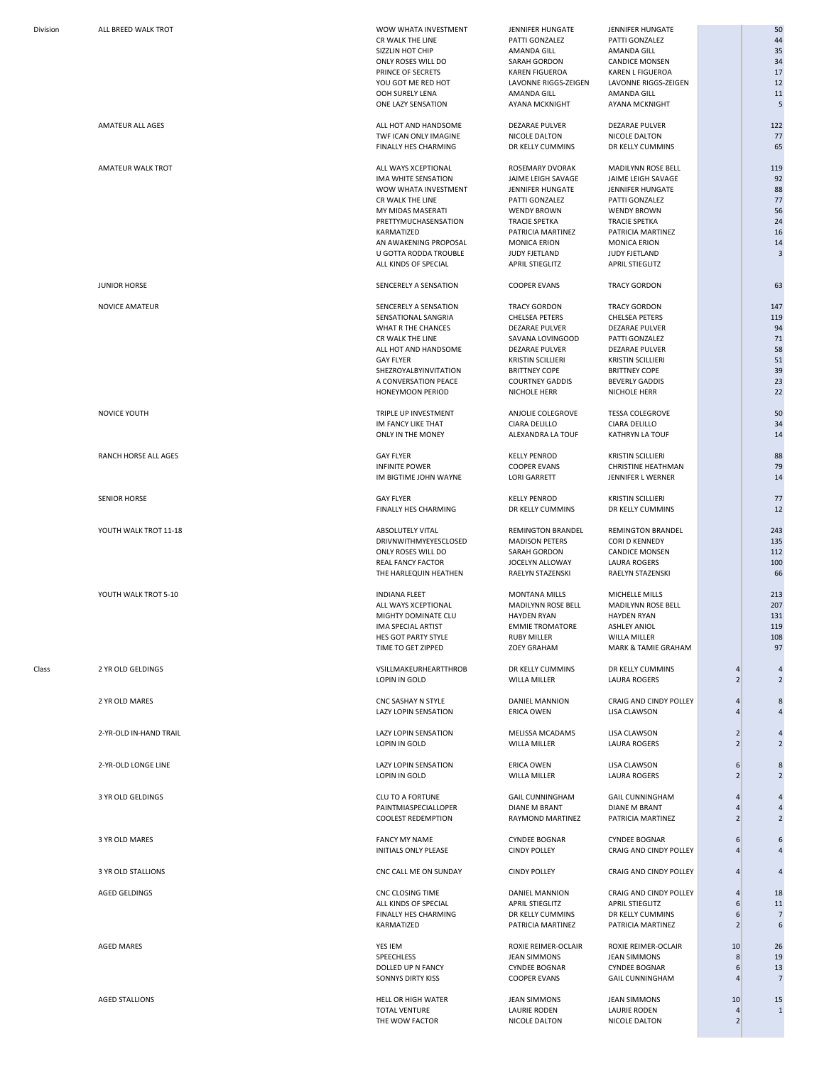| | | | | | | |
|---|---|---|---|---|---|---|
| Division | ALL BREED WALK TROT | WOW WHATA INVESTMENT | JENNIFER HUNGATE | JENNIFER HUNGATE | | 50 |
| | | CR WALK THE LINE | PATTI GONZALEZ | PATTI GONZALEZ | | 44 |
| | | SIZZLIN HOT CHIP | AMANDA GILL | AMANDA GILL | | 35 |
| | | ONLY ROSES WILL DO | SARAH GORDON | CANDICE MONSEN | | 34 |
| | | PRINCE OF SECRETS | KAREN FIGUEROA | KAREN L FIGUEROA | | 17 |
| | | YOU GOT ME RED HOT | LAVONNE RIGGS-ZEIGEN | LAVONNE RIGGS-ZEIGEN | | 12 |
| | | OOH SURELY LENA | AMANDA GILL | AMANDA GILL | | 11 |
| | | ONE LAZY SENSATION | AYANA MCKNIGHT | AYANA MCKNIGHT | | 5 |
| | AMATEUR ALL AGES | ALL HOT AND HANDSOME | DEZARAE PULVER | DEZARAE PULVER | | 122 |
| | | TWF ICAN ONLY IMAGINE | NICOLE DALTON | NICOLE DALTON | | 77 |
| | | FINALLY HES CHARMING | DR KELLY CUMMINS | DR KELLY CUMMINS | | 65 |
| | AMATEUR WALK TROT | ALL WAYS XCEPTIONAL | ROSEMARY DVORAK | MADILYNN ROSE BELL | | 119 |
| | | IMA WHITE SENSATION | JAIME LEIGH SAVAGE | JAIME LEIGH SAVAGE | | 92 |
| | | WOW WHATA INVESTMENT | JENNIFER HUNGATE | JENNIFER HUNGATE | | 88 |
| | | CR WALK THE LINE | PATTI GONZALEZ | PATTI GONZALEZ | | 77 |
| | | MY MIDAS MASERATI | WENDY BROWN | WENDY BROWN | | 56 |
| | | PRETTYMUCHASENSATION | TRACIE SPETKA | TRACIE SPETKA | | 24 |
| | | KARMATIZED | PATRICIA MARTINEZ | PATRICIA MARTINEZ | | 16 |
| | | AN AWAKENING PROPOSAL | MONICA ERION | MONICA ERION | | 14 |
| | | U GOTTA RODDA TROUBLE | JUDY FJETLAND | JUDY FJETLAND | | 3 |
| | | ALL KINDS OF SPECIAL | APRIL STIEGLITZ | APRIL STIEGLITZ | | |
| | JUNIOR HORSE | SENCERELY A SENSATION | COOPER EVANS | TRACY GORDON | | 63 |
| | NOVICE AMATEUR | SENCERELY A SENSATION | TRACY GORDON | TRACY GORDON | | 147 |
| | | SENSATIONAL SANGRIA | CHELSEA PETERS | CHELSEA PETERS | | 119 |
| | | WHAT R THE CHANCES | DEZARAE PULVER | DEZARAE PULVER | | 94 |
| | | CR WALK THE LINE | SAVANA LOVINGOOD | PATTI GONZALEZ | | 71 |
| | | ALL HOT AND HANDSOME | DEZARAE PULVER | DEZARAE PULVER | | 58 |
| | | GAY FLYER | KRISTIN SCILLIERI | KRISTIN SCILLIERI | | 51 |
| | | SHEZROYALBYINVITATION | BRITTNEY COPE | BRITTNEY COPE | | 39 |
| | | A CONVERSATION PEACE | COURTNEY GADDIS | BEVERLY GADDIS | | 23 |
| | | HONEYMOON PERIOD | NICHOLE HERR | NICHOLE HERR | | 22 |
| | NOVICE YOUTH | TRIPLE UP INVESTMENT | ANJOLIE COLEGROVE | TESSA COLEGROVE | | 50 |
| | | IM FANCY LIKE THAT | CIARA DELILLO | CIARA DELILLO | | 34 |
| | | ONLY IN THE MONEY | ALEXANDRA LA TOUF | KATHRYN LA TOUF | | 14 |
| | RANCH HORSE ALL AGES | GAY FLYER | KELLY PENROD | KRISTIN SCILLIERI | | 88 |
| | | INFINITE POWER | COOPER EVANS | CHRISTINE HEATHMAN | | 79 |
| | | IM BIGTIME JOHN WAYNE | LORI GARRETT | JENNIFER L WERNER | | 14 |
| | SENIOR HORSE | GAY FLYER | KELLY PENROD | KRISTIN SCILLIERI | | 77 |
| | | FINALLY HES CHARMING | DR KELLY CUMMINS | DR KELLY CUMMINS | | 12 |
| | YOUTH WALK TROT 11-18 | ABSOLUTELY VITAL | REMINGTON BRANDEL | REMINGTON BRANDEL | | 243 |
| | | DRIVNWITHMYEYESCLOSED | MADISON PETERS | CORI D KENNEDY | | 135 |
| | | ONLY ROSES WILL DO | SARAH GORDON | CANDICE MONSEN | | 112 |
| | | REAL FANCY FACTOR | JOCELYN ALLOWAY | LAURA ROGERS | | 100 |
| | | THE HARLEQUIN HEATHEN | RAELYN STAZENSKI | RAELYN STAZENSKI | | 66 |
| | YOUTH WALK TROT 5-10 | INDIANA FLEET | MONTANA MILLS | MICHELLE MILLS | | 213 |
| | | ALL WAYS XCEPTIONAL | MADILYNN ROSE BELL | MADILYNN ROSE BELL | | 207 |
| | | MIGHTY DOMINATE CLU | HAYDEN RYAN | HAYDEN RYAN | | 131 |
| | | IMA SPECIAL ARTIST | EMMIE TROMATORE | ASHLEY ANIOL | | 119 |
| | | HES GOT PARTY STYLE | RUBY MILLER | WILLA MILLER | | 108 |
| | | TIME TO GET ZIPPED | ZOEY GRAHAM | MARK & TAMIE GRAHAM | | 97 |
| Class | 2 YR OLD GELDINGS | VSILLMAKEURHEARTTHROB | DR KELLY CUMMINS | DR KELLY CUMMINS | 4 | 4 |
| | | LOPIN IN GOLD | WILLA MILLER | LAURA ROGERS | 2 | 2 |
| | 2 YR OLD MARES | CNC SASHAY N STYLE | DANIEL MANNION | CRAIG AND CINDY POLLEY | 4 | 8 |
| | | LAZY LOPIN SENSATION | ERICA OWEN | LISA CLAWSON | 4 | 4 |
| | 2-YR-OLD IN-HAND TRAIL | LAZY LOPIN SENSATION | MELISSA MCADAMS | LISA CLAWSON | 2 | 4 |
| | | LOPIN IN GOLD | WILLA MILLER | LAURA ROGERS | 2 | 2 |
| | 2-YR-OLD LONGE LINE | LAZY LOPIN SENSATION | ERICA OWEN | LISA CLAWSON | 6 | 8 |
| | | LOPIN IN GOLD | WILLA MILLER | LAURA ROGERS | 2 | 2 |
| | 3 YR OLD GELDINGS | CLU TO A FORTUNE | GAIL CUNNINGHAM | GAIL CUNNINGHAM | 4 | 4 |
| | | PAINTMIASPECIALLOPER | DIANE M BRANT | DIANE M BRANT | 4 | 4 |
| | | COOLEST REDEMPTION | RAYMOND MARTINEZ | PATRICIA MARTINEZ | 2 | 2 |
| | 3 YR OLD MARES | FANCY MY NAME | CYNDEE BOGNAR | CYNDEE BOGNAR | 6 | 6 |
| | | INITIALS ONLY PLEASE | CINDY POLLEY | CRAIG AND CINDY POLLEY | 4 | 4 |
| | 3 YR OLD STALLIONS | CNC CALL ME ON SUNDAY | CINDY POLLEY | CRAIG AND CINDY POLLEY | 4 | 4 |
| | AGED GELDINGS | CNC CLOSING TIME | DANIEL MANNION | CRAIG AND CINDY POLLEY | 4 | 18 |
| | | ALL KINDS OF SPECIAL | APRIL STIEGLITZ | APRIL STIEGLITZ | 6 | 11 |
| | | FINALLY HES CHARMING | DR KELLY CUMMINS | DR KELLY CUMMINS | 6 | 7 |
| | | KARMATIZED | PATRICIA MARTINEZ | PATRICIA MARTINEZ | 2 | 6 |
| | AGED MARES | YES IEM | ROXIE REIMER-OCLAIR | ROXIE REIMER-OCLAIR | 10 | 26 |
| | | SPEECHLESS | JEAN SIMMONS | JEAN SIMMONS | 8 | 19 |
| | | DOLLED UP N FANCY | CYNDEE BOGNAR | CYNDEE BOGNAR | 6 | 13 |
| | | SONNYS DIRTY KISS | COOPER EVANS | GAIL CUNNINGHAM | 4 | 7 |
| | AGED STALLIONS | HELL OR HIGH WATER | JEAN SIMMONS | JEAN SIMMONS | 10 | 15 |
| | | TOTAL VENTURE | LAURIE RODEN | LAURIE RODEN | 4 | 1 |
| | | THE WOW FACTOR | NICOLE DALTON | NICOLE DALTON | 2 | |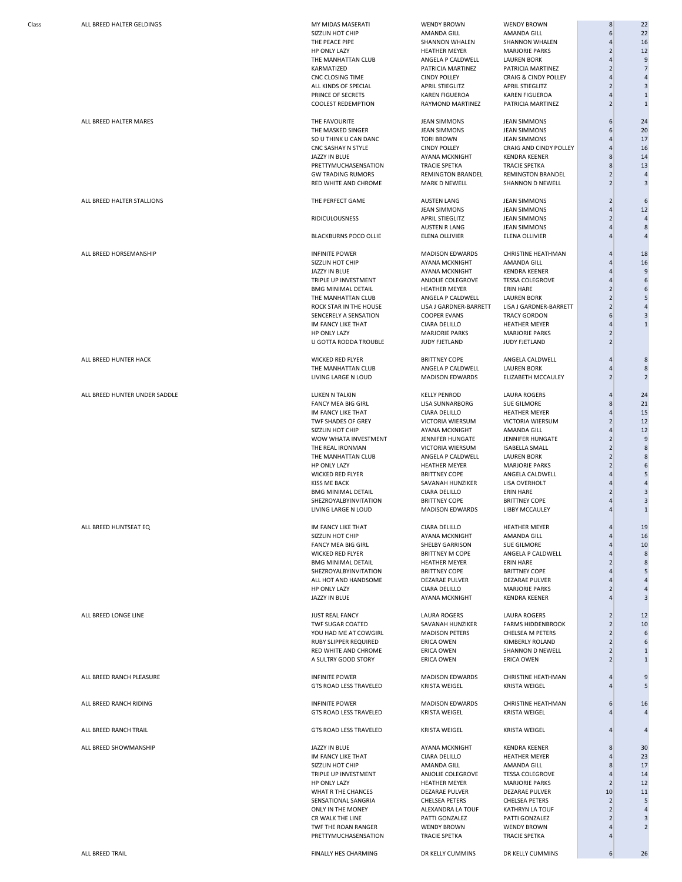| Class | | | | | | |
|---|---|---|---|---|---|---|
| ALL BREED HALTER GELDINGS | MY MIDAS MASERATI | WENDY BROWN | WENDY BROWN | 8 | 22 |
| | SIZZLIN HOT CHIP | AMANDA GILL | AMANDA GILL | 6 | 22 |
| | THE PEACE PIPE | SHANNON WHALEN | SHANNON WHALEN | 4 | 16 |
| | HP ONLY LAZY | HEATHER MEYER | MARJORIE PARKS | 2 | 12 |
| | THE MANHATTAN CLUB | ANGELA P CALDWELL | LAUREN BORK | 4 | 9 |
| | KARMATIZED | PATRICIA MARTINEZ | PATRICIA MARTINEZ | 2 | 7 |
| | CNC CLOSING TIME | CINDY POLLEY | CRAIG & CINDY POLLEY | 4 | 4 |
| | ALL KINDS OF SPECIAL | APRIL STIEGLITZ | APRIL STIEGLITZ | 2 | 3 |
| | PRINCE OF SECRETS | KAREN FIGUEROA | KAREN FIGUEROA | 4 | 1 |
| | COOLEST REDEMPTION | RAYMOND MARTINEZ | PATRICIA MARTINEZ | 2 | 1 |
| ALL BREED HALTER MARES | THE FAVOURITE | JEAN SIMMONS | JEAN SIMMONS | 6 | 24 |
| | THE MASKED SINGER | JEAN SIMMONS | JEAN SIMMONS | 6 | 20 |
| | SO U THINK U CAN DANC | TORI BROWN | JEAN SIMMONS | 4 | 17 |
| | CNC SASHAY N STYLE | CINDY POLLEY | CRAIG AND CINDY POLLEY | 4 | 16 |
| | JAZZY IN BLUE | AYANA MCKNIGHT | KENDRA KEENER | 8 | 14 |
| | PRETTYMUCHASENSATION | TRACIE SPETKA | TRACIE SPETKA | 8 | 13 |
| | GW TRADING RUMORS | REMINGTON BRANDEL | REMINGTON BRANDEL | 2 | 4 |
| | RED WHITE AND CHROME | MARK D NEWELL | SHANNON D NEWELL | 2 | 3 |
| ALL BREED HALTER STALLIONS | THE PERFECT GAME | AUSTEN LANG | JEAN SIMMONS | 2 | 6 |
| | | JEAN SIMMONS | JEAN SIMMONS | 4 | 12 |
| | RIDICULOUSNESS | APRIL STIEGLITZ | JEAN SIMMONS | 2 | 4 |
| | | AUSTEN R LANG | JEAN SIMMONS | 4 | 8 |
| | BLACKBURNS POCO OLLIE | ELENA OLLIVIER | ELENA OLLIVIER | 4 | 4 |
| ALL BREED HORSEMANSHIP | INFINITE POWER | MADISON EDWARDS | CHRISTINE HEATHMAN | 4 | 18 |
| | SIZZLIN HOT CHIP | AYANA MCKNIGHT | AMANDA GILL | 4 | 16 |
| | JAZZY IN BLUE | AYANA MCKNIGHT | KENDRA KEENER | 4 | 9 |
| | TRIPLE UP INVESTMENT | ANJOLIE COLEGROVE | TESSA COLEGROVE | 4 | 6 |
| | BMG MINIMAL DETAIL | HEATHER MEYER | ERIN HARE | 2 | 6 |
| | THE MANHATTAN CLUB | ANGELA P CALDWELL | LAUREN BORK | 2 | 5 |
| | ROCK STAR IN THE HOUSE | LISA J GARDNER-BARRETT | LISA J GARDNER-BARRETT | 2 | 4 |
| | SENCERELY A SENSATION | COOPER EVANS | TRACY GORDON | 6 | 3 |
| | IM FANCY LIKE THAT | CIARA DELILLO | HEATHER MEYER | 4 | 1 |
| | HP ONLY LAZY | MARJORIE PARKS | MARJORIE PARKS | 2 | |
| | U GOTTA RODDA TROUBLE | JUDY FJETLAND | JUDY FJETLAND | 2 | |
| ALL BREED HUNTER HACK | WICKED RED FLYER | BRITTNEY COPE | ANGELA CALDWELL | 4 | 8 |
| | THE MANHATTAN CLUB | ANGELA P CALDWELL | LAUREN BORK | 4 | 8 |
| | LIVING LARGE N LOUD | MADISON EDWARDS | ELIZABETH MCCAULEY | 2 | 2 |
| ALL BREED HUNTER UNDER SADDLE | LUKEN N TALKIN | KELLY PENROD | LAURA ROGERS | 4 | 24 |
| | FANCY MEA BIG GIRL | LISA SUNNARBORG | SUE GILMORE | 8 | 21 |
| | IM FANCY LIKE THAT | CIARA DELILLO | HEATHER MEYER | 4 | 15 |
| | TWF SHADES OF GREY | VICTORIA WIERSUM | VICTORIA WIERSUM | 2 | 12 |
| | SIZZLIN HOT CHIP | AYANA MCKNIGHT | AMANDA GILL | 4 | 12 |
| | WOW WHATA INVESTMENT | JENNIFER HUNGATE | JENNIFER HUNGATE | 2 | 9 |
| | THE REAL IRONMAN | VICTORIA WIERSUM | ISABELLA SMALL | 2 | 8 |
| | THE MANHATTAN CLUB | ANGELA P CALDWELL | LAUREN BORK | 2 | 8 |
| | HP ONLY LAZY | HEATHER MEYER | MARJORIE PARKS | 2 | 6 |
| | WICKED RED FLYER | BRITTNEY COPE | ANGELA CALDWELL | 4 | 5 |
| | KISS ME BACK | SAVANAH HUNZIKER | LISA OVERHOLT | 4 | 4 |
| | BMG MINIMAL DETAIL | CIARA DELILLO | ERIN HARE | 2 | 3 |
| | SHEZROYALBYINVITATION | BRITTNEY COPE | BRITTNEY COPE | 4 | 3 |
| | LIVING LARGE N LOUD | MADISON EDWARDS | LIBBY MCCAULEY | 4 | 1 |
| ALL BREED HUNTSEAT EQ | IM FANCY LIKE THAT | CIARA DELILLO | HEATHER MEYER | 4 | 19 |
| | SIZZLIN HOT CHIP | AYANA MCKNIGHT | AMANDA GILL | 4 | 16 |
| | FANCY MEA BIG GIRL | SHELBY GARRISON | SUE GILMORE | 4 | 10 |
| | WICKED RED FLYER | BRITTNEY M COPE | ANGELA P CALDWELL | 4 | 8 |
| | BMG MINIMAL DETAIL | HEATHER MEYER | ERIN HARE | 2 | 8 |
| | SHEZROYALBYINVITATION | BRITTNEY COPE | BRITTNEY COPE | 4 | 5 |
| | ALL HOT AND HANDSOME | DEZARAE PULVER | DEZARAE PULVER | 4 | 4 |
| | HP ONLY LAZY | CIARA DELILLO | MARJORIE PARKS | 2 | 4 |
| | JAZZY IN BLUE | AYANA MCKNIGHT | KENDRA KEENER | 4 | 3 |
| ALL BREED LONGE LINE | JUST REAL FANCY | LAURA ROGERS | LAURA ROGERS | 2 | 12 |
| | TWF SUGAR COATED | SAVANAH HUNZIKER | FARMS HIDDENBROOK | 2 | 10 |
| | YOU HAD ME AT COWGIRL | MADISON PETERS | CHELSEA M PETERS | 2 | 6 |
| | RUBY SLIPPER REQUIRED | ERICA OWEN | KIMBERLY ROLAND | 2 | 6 |
| | RED WHITE AND CHROME | ERICA OWEN | SHANNON D NEWELL | 2 | 1 |
| | A SULTRY GOOD STORY | ERICA OWEN | ERICA OWEN | 2 | 1 |
| ALL BREED RANCH PLEASURE | INFINITE POWER | MADISON EDWARDS | CHRISTINE HEATHMAN | 4 | 9 |
| | GTS ROAD LESS TRAVELED | KRISTA WEIGEL | KRISTA WEIGEL | 4 | 5 |
| ALL BREED RANCH RIDING | INFINITE POWER | MADISON EDWARDS | CHRISTINE HEATHMAN | 6 | 16 |
| | GTS ROAD LESS TRAVELED | KRISTA WEIGEL | KRISTA WEIGEL | 4 | 4 |
| ALL BREED RANCH TRAIL | GTS ROAD LESS TRAVELED | KRISTA WEIGEL | KRISTA WEIGEL | 4 | 4 |
| ALL BREED SHOWMANSHIP | JAZZY IN BLUE | AYANA MCKNIGHT | KENDRA KEENER | 8 | 30 |
| | IM FANCY LIKE THAT | CIARA DELILLO | HEATHER MEYER | 4 | 23 |
| | SIZZLIN HOT CHIP | AMANDA GILL | AMANDA GILL | 8 | 17 |
| | TRIPLE UP INVESTMENT | ANJOLIE COLEGROVE | TESSA COLEGROVE | 4 | 14 |
| | HP ONLY LAZY | HEATHER MEYER | MARJORIE PARKS | 2 | 12 |
| | WHAT R THE CHANCES | DEZARAE PULVER | DEZARAE PULVER | 10 | 11 |
| | SENSATIONAL SANGRIA | CHELSEA PETERS | CHELSEA PETERS | 2 | 5 |
| | ONLY IN THE MONEY | ALEXANDRA LA TOUF | KATHRYN LA TOUF | 2 | 4 |
| | CR WALK THE LINE | PATTI GONZALEZ | PATTI GONZALEZ | 2 | 3 |
| | TWF THE ROAN RANGER | WENDY BROWN | WENDY BROWN | 4 | 2 |
| | PRETTYMUCHASENSATION | TRACIE SPETKA | TRACIE SPETKA | 4 | |
| ALL BREED TRAIL | FINALLY HES CHARMING | DR KELLY CUMMINS | DR KELLY CUMMINS | 6 | 26 |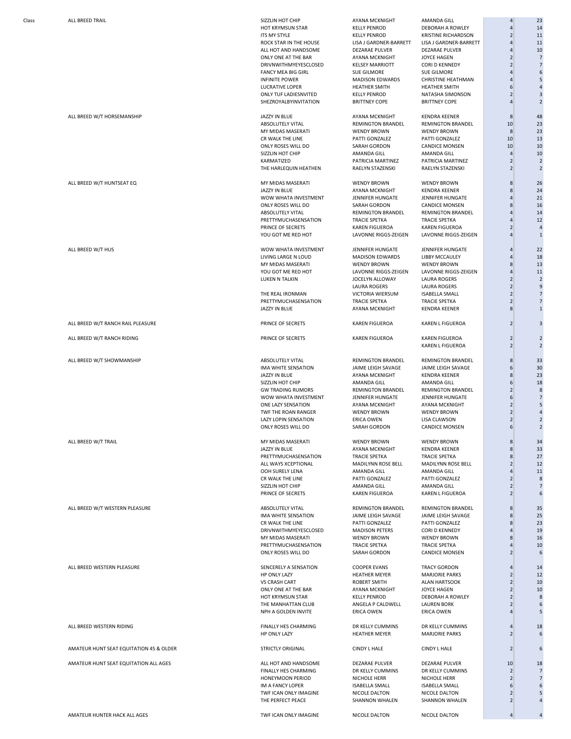| Class | | | | | | |
|---|---|---|---|---|---|---|
| | ALL BREED TRAIL | SIZZLIN HOT CHIP | AYANA MCKNIGHT | AMANDA GILL | 4 | 23 |
| | | HOT KRYMSUN STAR | KELLY PENROD | DEBORAH A ROWLEY | 4 | 14 |
| | | ITS MY STYLE | KELLY PENROD | KRISTINE RICHARDSON | 2 | 11 |
| | | ROCK STAR IN THE HOUSE | LISA J GARDNER-BARRETT | LISA J GARDNER-BARRETT | 4 | 11 |
| | | ALL HOT AND HANDSOME | DEZARAE PULVER | DEZARAE PULVER | 4 | 10 |
| | | ONLY ONE AT THE BAR | AYANA MCKNIGHT | JOYCE HAGEN | 2 | 7 |
| | | DRIVNWITHMYEYESCLOSED | KELSEY MARRIOTT | CORI D KENNEDY | 2 | 7 |
| | | FANCY MEA BIG GIRL | SUE GILMORE | SUE GILMORE | 4 | 6 |
| | | INFINITE POWER | MADISON EDWARDS | CHRISTINE HEATHMAN | 4 | 5 |
| | | LUCRATIVE LOPER | HEATHER SMITH | HEATHER SMITH | 6 | 4 |
| | | ONLY TUF LADIESNVITED | KELLY PENROD | NATASHA SIMONSON | 2 | 3 |
| | | SHEZROYALBYINVITATION | BRITTNEY COPE | BRITTNEY COPE | 4 | 2 |
| | ALL BREED W/T HORSEMANSHIP | JAZZY IN BLUE | AYANA MCKNIGHT | KENDRA KEENER | 8 | 48 |
| | | ABSOLUTELY VITAL | REMINGTON BRANDEL | REMINGTON BRANDEL | 10 | 23 |
| | | MY MIDAS MASERATI | WENDY BROWN | WENDY BROWN | 8 | 23 |
| | | CR WALK THE LINE | PATTI GONZALEZ | PATTI GONZALEZ | 10 | 13 |
| | | ONLY ROSES WILL DO | SARAH GORDON | CANDICE MONSEN | 10 | 10 |
| | | SIZZLIN HOT CHIP | AMANDA GILL | AMANDA GILL | 4 | 10 |
| | | KARMATIZED | PATRICIA MARTINEZ | PATRICIA MARTINEZ | 2 | 2 |
| | | THE HARLEQUIN HEATHEN | RAELYN STAZENSKI | RAELYN STAZENSKI | 2 | 2 |
| | ALL BREED W/T HUNTSEAT EQ | MY MIDAS MASERATI | WENDY BROWN | WENDY BROWN | 8 | 26 |
| | | JAZZY IN BLUE | AYANA MCKNIGHT | KENDRA KEENER | 8 | 24 |
| | | WOW WHATA INVESTMENT | JENNIFER HUNGATE | JENNIFER HUNGATE | 4 | 21 |
| | | ONLY ROSES WILL DO | SARAH GORDON | CANDICE MONSEN | 8 | 16 |
| | | ABSOLUTELY VITAL | REMINGTON BRANDEL | REMINGTON BRANDEL | 4 | 14 |
| | | PRETTYMUCHASENSATION | TRACIE SPETKA | TRACIE SPETKA | 4 | 12 |
| | | PRINCE OF SECRETS | KAREN FIGUEROA | KAREN FIGUEROA | 2 | 4 |
| | | YOU GOT ME RED HOT | LAVONNE RIGGS-ZEIGEN | LAVONNE RIGGS-ZEIGEN | 4 | 1 |
| | ALL BREED W/T HUS | WOW WHATA INVESTMENT | JENNIFER HUNGATE | JENNIFER HUNGATE | 4 | 22 |
| | | LIVING LARGE N LOUD | MADISON EDWARDS | LIBBY MCCAULEY | 4 | 18 |
| | | MY MIDAS MASERATI | WENDY BROWN | WENDY BROWN | 8 | 13 |
| | | YOU GOT ME RED HOT | LAVONNE RIGGS-ZEIGEN | LAVONNE RIGGS-ZEIGEN | 4 | 11 |
| | | LUKEN N TALKIN | JOCELYN ALLOWAY | LAURA ROGERS | 2 | 2 |
| | | | LAURA ROGERS | LAURA ROGERS | 2 | 9 |
| | | THE REAL IRONMAN | VICTORIA WIERSUM | ISABELLA SMALL | 2 | 7 |
| | | PRETTYMUCHASENSATION | TRACIE SPETKA | TRACIE SPETKA | 2 | 7 |
| | | JAZZY IN BLUE | AYANA MCKNIGHT | KENDRA KEENER | 8 | 1 |
| | ALL BREED W/T RANCH RAIL PLEASURE | PRINCE OF SECRETS | KAREN FIGUEROA | KAREN L FIGUEROA | 2 | 3 |
| | ALL BREED W/T RANCH RIDING | PRINCE OF SECRETS | KAREN FIGUEROA | KAREN FIGUEROA | 2 | 2 |
| | | | | KAREN L FIGUEROA | 2 | 2 |
| | ALL BREED W/T SHOWMANSHIP | ABSOLUTELY VITAL | REMINGTON BRANDEL | REMINGTON BRANDEL | 8 | 33 |
| | | IMA WHITE SENSATION | JAIME LEIGH SAVAGE | JAIME LEIGH SAVAGE | 6 | 30 |
| | | JAZZY IN BLUE | AYANA MCKNIGHT | KENDRA KEENER | 8 | 23 |
| | | SIZZLIN HOT CHIP | AMANDA GILL | AMANDA GILL | 6 | 18 |
| | | GW TRADING RUMORS | REMINGTON BRANDEL | REMINGTON BRANDEL | 2 | 8 |
| | | WOW WHATA INVESTMENT | JENNIFER HUNGATE | JENNIFER HUNGATE | 6 | 7 |
| | | ONE LAZY SENSATION | AYANA MCKNIGHT | AYANA MCKNIGHT | 2 | 5 |
| | | TWF THE ROAN RANGER | WENDY BROWN | WENDY BROWN | 2 | 4 |
| | | LAZY LOPIN SENSATION | ERICA OWEN | LISA CLAWSON | 2 | 2 |
| | | ONLY ROSES WILL DO | SARAH GORDON | CANDICE MONSEN | 6 | 2 |
| | ALL BREED W/T TRAIL | MY MIDAS MASERATI | WENDY BROWN | WENDY BROWN | 8 | 34 |
| | | JAZZY IN BLUE | AYANA MCKNIGHT | KENDRA KEENER | 8 | 33 |
| | | PRETTYMUCHASENSATION | TRACIE SPETKA | TRACIE SPETKA | 8 | 27 |
| | | ALL WAYS XCEPTIONAL | MADILYNN ROSE BELL | MADILYNN ROSE BELL | 2 | 12 |
| | | OOH SURELY LENA | AMANDA GILL | AMANDA GILL | 4 | 11 |
| | | CR WALK THE LINE | PATTI GONZALEZ | PATTI GONZALEZ | 2 | 8 |
| | | SIZZLIN HOT CHIP | AMANDA GILL | AMANDA GILL | 2 | 7 |
| | | PRINCE OF SECRETS | KAREN FIGUEROA | KAREN L FIGUEROA | 2 | 6 |
| | ALL BREED W/T WESTERN PLEASURE | ABSOLUTELY VITAL | REMINGTON BRANDEL | REMINGTON BRANDEL | 8 | 35 |
| | | IMA WHITE SENSATION | JAIME LEIGH SAVAGE | JAIME LEIGH SAVAGE | 8 | 25 |
| | | CR WALK THE LINE | PATTI GONZALEZ | PATTI GONZALEZ | 8 | 23 |
| | | DRIVNWITHMYEYESCLOSED | MADISON PETERS | CORI D KENNEDY | 4 | 19 |
| | | MY MIDAS MASERATI | WENDY BROWN | WENDY BROWN | 8 | 16 |
| | | PRETTYMUCHASENSATION | TRACIE SPETKA | TRACIE SPETKA | 4 | 10 |
| | | ONLY ROSES WILL DO | SARAH GORDON | CANDICE MONSEN | 2 | 6 |
| | ALL BREED WESTERN PLEASURE | SENCERELY A SENSATION | COOPER EVANS | TRACY GORDON | 4 | 14 |
| | | HP ONLY LAZY | HEATHER MEYER | MARJORIE PARKS | 2 | 12 |
| | | VS CRASH CART | ROBERT SMITH | ALAN HARTSOOK | 2 | 10 |
| | | ONLY ONE AT THE BAR | AYANA MCKNIGHT | JOYCE HAGEN | 2 | 10 |
| | | HOT KRYMSUN STAR | KELLY PENROD | DEBORAH A ROWLEY | 2 | 8 |
| | | THE MANHATTAN CLUB | ANGELA P CALDWELL | LAUREN BORK | 2 | 6 |
| | | NPH A GOLDEN INVITE | ERICA OWEN | ERICA OWEN | 4 | 5 |
| | ALL BREED WESTERN RIDING | FINALLY HES CHARMING | DR KELLY CUMMINS | DR KELLY CUMMINS | 4 | 18 |
| | | HP ONLY LAZY | HEATHER MEYER | MARJORIE PARKS | 2 | 6 |
| | AMATEUR HUNT SEAT EQUITATION 45 & OLDER | STRICTLY ORIGINAL | CINDY L HALE | CINDY L HALE | 2 | 6 |
| | AMATEUR HUNT SEAT EQUITATION ALL AGES | ALL HOT AND HANDSOME | DEZARAE PULVER | DEZARAE PULVER | 10 | 18 |
| | | FINALLY HES CHARMING | DR KELLY CUMMINS | DR KELLY CUMMINS | 2 | 7 |
| | | HONEYMOON PERIOD | NICHOLE HERR | NICHOLE HERR | 2 | 7 |
| | | IM A FANCY LOPER | ISABELLA SMALL | ISABELLA SMALL | 6 | 6 |
| | | TWF ICAN ONLY IMAGINE | NICOLE DALTON | NICOLE DALTON | 2 | 5 |
| | | THE PERFECT PEACE | SHANNON WHALEN | SHANNON WHALEN | 2 | 4 |
| | AMATEUR HUNTER HACK ALL AGES | TWF ICAN ONLY IMAGINE | NICOLE DALTON | NICOLE DALTON | 4 | 4 |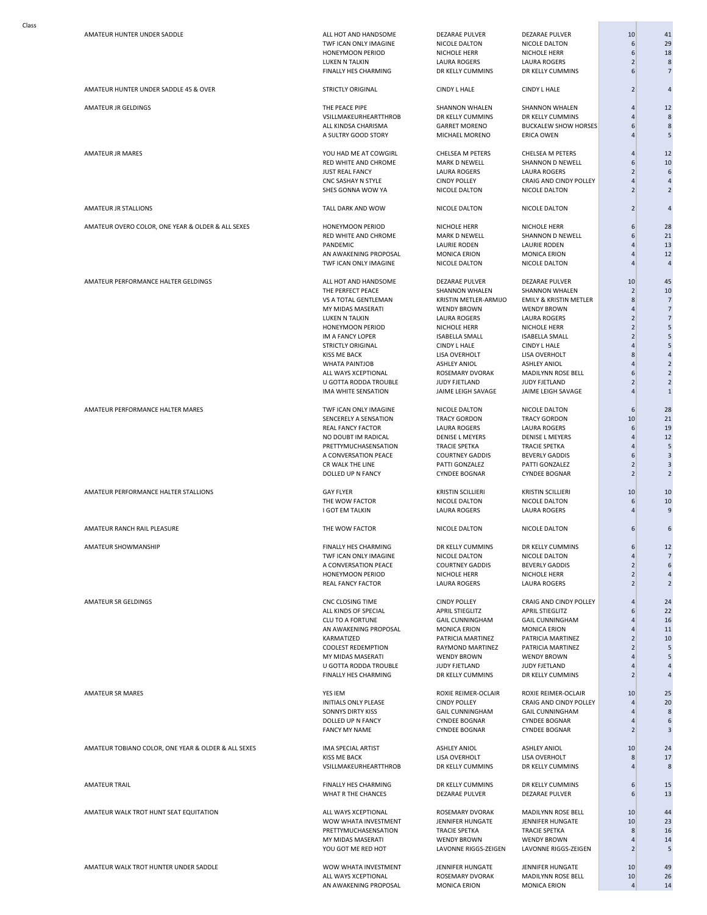| Class | | | | | |
|---|---|---|---|---|---|
| AMATEUR HUNTER UNDER SADDLE | ALL HOT AND HANDSOME | DEZARAE PULVER | DEZARAE PULVER | 10 | 41 |
| | TWF ICAN ONLY IMAGINE | NICOLE DALTON | NICOLE DALTON | 6 | 29 |
| | HONEYMOON PERIOD | NICHOLE HERR | NICHOLE HERR | 6 | 18 |
| | LUKEN N TALKIN | LAURA ROGERS | LAURA ROGERS | 2 | 8 |
| | FINALLY HES CHARMING | DR KELLY CUMMINS | DR KELLY CUMMINS | 6 | 7 |
| AMATEUR HUNTER UNDER SADDLE 45 & OVER | STRICTLY ORIGINAL | CINDY L HALE | CINDY L HALE | 2 | 4 |
| AMATEUR JR GELDINGS | THE PEACE PIPE | SHANNON WHALEN | SHANNON WHALEN | 4 | 12 |
| | VSILLMAKEURHEARTTHROB | DR KELLY CUMMINS | DR KELLY CUMMINS | 4 | 8 |
| | ALL KINDSA CHARISMA | GARRET MORENO | BUCKALEW SHOW HORSES | 6 | 8 |
| | A SULTRY GOOD STORY | MICHAEL MORENO | ERICA OWEN | 4 | 5 |
| AMATEUR JR MARES | YOU HAD ME AT COWGIRL | CHELSEA M PETERS | CHELSEA M PETERS | 4 | 12 |
| | RED WHITE AND CHROME | MARK D NEWELL | SHANNON D NEWELL | 6 | 10 |
| | JUST REAL FANCY | LAURA ROGERS | LAURA ROGERS | 2 | 6 |
| | CNC SASHAY N STYLE | CINDY POLLEY | CRAIG AND CINDY POLLEY | 4 | 4 |
| | SHES GONNA WOW YA | NICOLE DALTON | NICOLE DALTON | 2 | 2 |
| AMATEUR JR STALLIONS | TALL DARK AND WOW | NICOLE DALTON | NICOLE DALTON | 2 | 4 |
| AMATEUR OVERO COLOR, ONE YEAR & OLDER & ALL SEXES | HONEYMOON PERIOD | NICHOLE HERR | NICHOLE HERR | 6 | 28 |
| | RED WHITE AND CHROME | MARK D NEWELL | SHANNON D NEWELL | 6 | 21 |
| | PANDEMIC | LAURIE RODEN | LAURIE RODEN | 4 | 13 |
| | AN AWAKENING PROPOSAL | MONICA ERION | MONICA ERION | 4 | 12 |
| | TWF ICAN ONLY IMAGINE | NICOLE DALTON | NICOLE DALTON | 4 | 4 |
| AMATEUR PERFORMANCE HALTER GELDINGS | ALL HOT AND HANDSOME | DEZARAE PULVER | DEZARAE PULVER | 10 | 45 |
| | THE PERFECT PEACE | SHANNON WHALEN | SHANNON WHALEN | 2 | 10 |
| | VS A TOTAL GENTLEMAN | KRISTIN METLER-ARMIJO | EMILY & KRISTIN METLER | 8 | 7 |
| | MY MIDAS MASERATI | WENDY BROWN | WENDY BROWN | 4 | 7 |
| | LUKEN N TALKIN | LAURA ROGERS | LAURA ROGERS | 2 | 7 |
| | HONEYMOON PERIOD | NICHOLE HERR | NICHOLE HERR | 2 | 5 |
| | IM A FANCY LOPER | ISABELLA SMALL | ISABELLA SMALL | 2 | 5 |
| | STRICTLY ORIGINAL | CINDY L HALE | CINDY L HALE | 4 | 5 |
| | KISS ME BACK | LISA OVERHOLT | LISA OVERHOLT | 8 | 4 |
| | WHATA PAINTJOB | ASHLEY ANIOL | ASHLEY ANIOL | 4 | 2 |
| | ALL WAYS XCEPTIONAL | ROSEMARY DVORAK | MADILYNN ROSE BELL | 6 | 2 |
| | U GOTTA RODDA TROUBLE | JUDY FJETLAND | JUDY FJETLAND | 2 | 2 |
| | IMA WHITE SENSATION | JAIME LEIGH SAVAGE | JAIME LEIGH SAVAGE | 4 | 1 |
| AMATEUR PERFORMANCE HALTER MARES | TWF ICAN ONLY IMAGINE | NICOLE DALTON | NICOLE DALTON | 6 | 28 |
| | SENCERELY A SENSATION | TRACY GORDON | TRACY GORDON | 10 | 21 |
| | REAL FANCY FACTOR | LAURA ROGERS | LAURA ROGERS | 6 | 19 |
| | NO DOUBT IM RADICAL | DENISE L MEYERS | DENISE L MEYERS | 4 | 12 |
| | PRETTYMUCHASENSATION | TRACIE SPETKA | TRACIE SPETKA | 4 | 5 |
| | A CONVERSATION PEACE | COURTNEY GADDIS | BEVERLY GADDIS | 6 | 3 |
| | CR WALK THE LINE | PATTI GONZALEZ | PATTI GONZALEZ | 2 | 3 |
| | DOLLED UP N FANCY | CYNDEE BOGNAR | CYNDEE BOGNAR | 2 | 2 |
| AMATEUR PERFORMANCE HALTER STALLIONS | GAY FLYER | KRISTIN SCILLIERI | KRISTIN SCILLIERI | 10 | 10 |
| | THE WOW FACTOR | NICOLE DALTON | NICOLE DALTON | 6 | 10 |
| | I GOT EM TALKIN | LAURA ROGERS | LAURA ROGERS | 4 | 9 |
| AMATEUR RANCH RAIL PLEASURE | THE WOW FACTOR | NICOLE DALTON | NICOLE DALTON | 6 | 6 |
| AMATEUR SHOWMANSHIP | FINALLY HES CHARMING | DR KELLY CUMMINS | DR KELLY CUMMINS | 6 | 12 |
| | TWF ICAN ONLY IMAGINE | NICOLE DALTON | NICOLE DALTON | 4 | 7 |
| | A CONVERSATION PEACE | COURTNEY GADDIS | BEVERLY GADDIS | 2 | 6 |
| | HONEYMOON PERIOD | NICHOLE HERR | NICHOLE HERR | 2 | 4 |
| | REAL FANCY FACTOR | LAURA ROGERS | LAURA ROGERS | 2 | 2 |
| AMATEUR SR GELDINGS | CNC CLOSING TIME | CINDY POLLEY | CRAIG AND CINDY POLLEY | 4 | 24 |
| | ALL KINDS OF SPECIAL | APRIL STIEGLITZ | APRIL STIEGLITZ | 6 | 22 |
| | CLU TO A FORTUNE | GAIL CUNNINGHAM | GAIL CUNNINGHAM | 4 | 16 |
| | AN AWAKENING PROPOSAL | MONICA ERION | MONICA ERION | 4 | 11 |
| | KARMATIZED | PATRICIA MARTINEZ | PATRICIA MARTINEZ | 2 | 10 |
| | COOLEST REDEMPTION | RAYMOND MARTINEZ | PATRICIA MARTINEZ | 2 | 5 |
| | MY MIDAS MASERATI | WENDY BROWN | WENDY BROWN | 4 | 5 |
| | U GOTTA RODDA TROUBLE | JUDY FJETLAND | JUDY FJETLAND | 4 | 4 |
| | FINALLY HES CHARMING | DR KELLY CUMMINS | DR KELLY CUMMINS | 2 | 4 |
| AMATEUR SR MARES | YES IEM | ROXIE REIMER-OCLAIR | ROXIE REIMER-OCLAIR | 10 | 25 |
| | INITIALS ONLY PLEASE | CINDY POLLEY | CRAIG AND CINDY POLLEY | 4 | 20 |
| | SONNYS DIRTY KISS | GAIL CUNNINGHAM | GAIL CUNNINGHAM | 4 | 8 |
| | DOLLED UP N FANCY | CYNDEE BOGNAR | CYNDEE BOGNAR | 4 | 6 |
| | FANCY MY NAME | CYNDEE BOGNAR | CYNDEE BOGNAR | 2 | 3 |
| AMATEUR TOBIANO COLOR, ONE YEAR & OLDER & ALL SEXES | IMA SPECIAL ARTIST | ASHLEY ANIOL | ASHLEY ANIOL | 10 | 24 |
| | KISS ME BACK | LISA OVERHOLT | LISA OVERHOLT | 8 | 17 |
| | VSILLMAKEURHEARTTHROB | DR KELLY CUMMINS | DR KELLY CUMMINS | 4 | 8 |
| AMATEUR TRAIL | FINALLY HES CHARMING | DR KELLY CUMMINS | DR KELLY CUMMINS | 6 | 15 |
| | WHAT R THE CHANCES | DEZARAE PULVER | DEZARAE PULVER | 6 | 13 |
| AMATEUR WALK TROT HUNT SEAT EQUITATION | ALL WAYS XCEPTIONAL | ROSEMARY DVORAK | MADILYNN ROSE BELL | 10 | 44 |
| | WOW WHATA INVESTMENT | JENNIFER HUNGATE | JENNIFER HUNGATE | 10 | 23 |
| | PRETTYMUCHASENSATION | TRACIE SPETKA | TRACIE SPETKA | 8 | 16 |
| | MY MIDAS MASERATI | WENDY BROWN | WENDY BROWN | 4 | 14 |
| | YOU GOT ME RED HOT | LAVONNE RIGGS-ZEIGEN | LAVONNE RIGGS-ZEIGEN | 2 | 5 |
| AMATEUR WALK TROT HUNTER UNDER SADDLE | WOW WHATA INVESTMENT | JENNIFER HUNGATE | JENNIFER HUNGATE | 10 | 49 |
| | ALL WAYS XCEPTIONAL | ROSEMARY DVORAK | MADILYNN ROSE BELL | 10 | 26 |
| | AN AWAKENING PROPOSAL | MONICA ERION | MONICA ERION | 4 | 14 |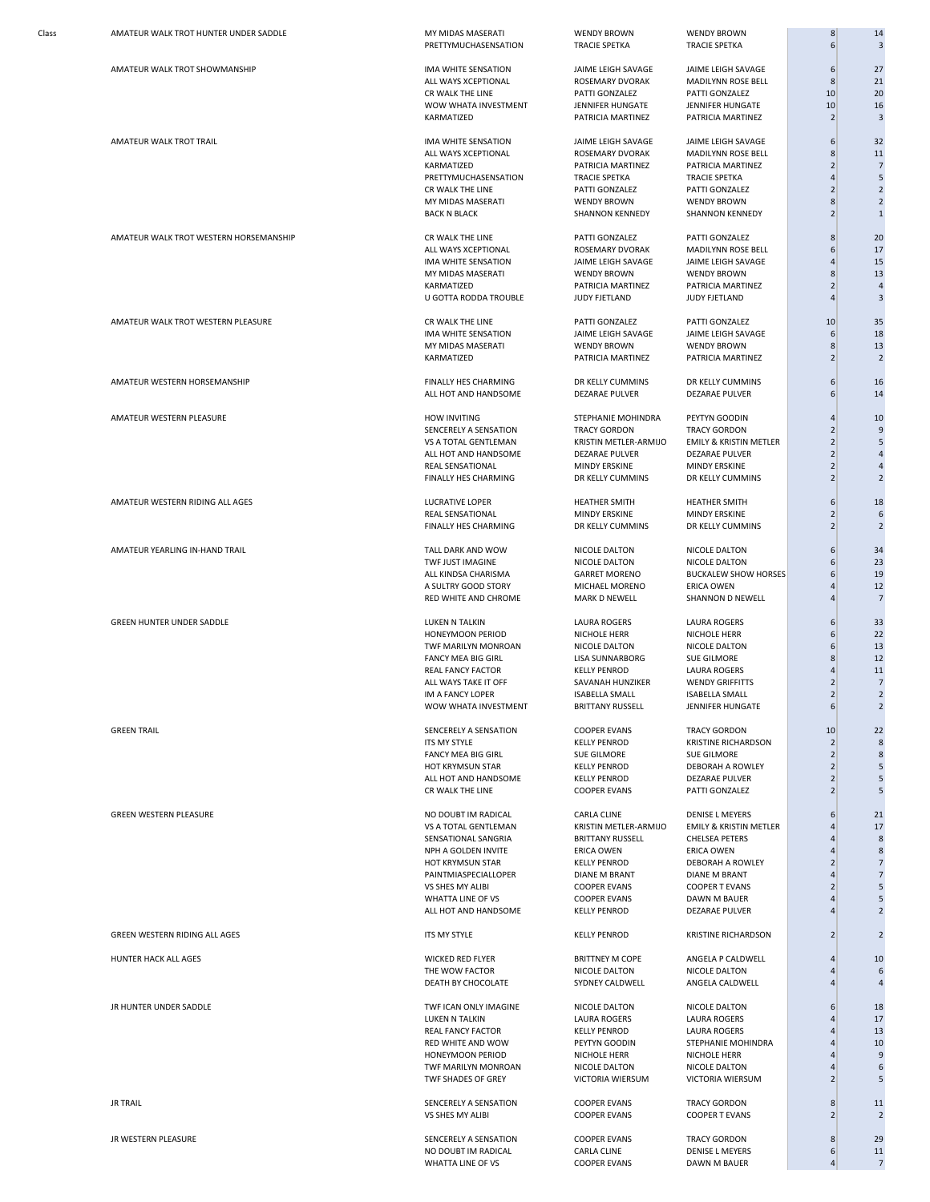| Class | | | | | | |
|---|---|---|---|---|---|---|
| | AMATEUR WALK TROT HUNTER UNDER SADDLE | MY MIDAS MASERATI | WENDY BROWN | WENDY BROWN | 8 | 14 |
| | | PRETTYMUCHASENSATION | TRACIE SPETKA | TRACIE SPETKA | 6 | 3 |
| | AMATEUR WALK TROT SHOWMANSHIP | IMA WHITE SENSATION | JAIME LEIGH SAVAGE | JAIME LEIGH SAVAGE | 6 | 27 |
| | | ALL WAYS XCEPTIONAL | ROSEMARY DVORAK | MADILYNN ROSE BELL | 8 | 21 |
| | | CR WALK THE LINE | PATTI GONZALEZ | PATTI GONZALEZ | 10 | 20 |
| | | WOW WHATA INVESTMENT | JENNIFER HUNGATE | JENNIFER HUNGATE | 10 | 16 |
| | | KARMATIZED | PATRICIA MARTINEZ | PATRICIA MARTINEZ | 2 | 3 |
| | AMATEUR WALK TROT TRAIL | IMA WHITE SENSATION | JAIME LEIGH SAVAGE | JAIME LEIGH SAVAGE | 6 | 32 |
| | | ALL WAYS XCEPTIONAL | ROSEMARY DVORAK | MADILYNN ROSE BELL | 8 | 11 |
| | | KARMATIZED | PATRICIA MARTINEZ | PATRICIA MARTINEZ | 2 | 7 |
| | | PRETTYMUCHASENSATION | TRACIE SPETKA | TRACIE SPETKA | 4 | 5 |
| | | CR WALK THE LINE | PATTI GONZALEZ | PATTI GONZALEZ | 2 | 2 |
| | | MY MIDAS MASERATI | WENDY BROWN | WENDY BROWN | 8 | 2 |
| | | BACK N BLACK | SHANNON KENNEDY | SHANNON KENNEDY | 2 | 1 |
| | AMATEUR WALK TROT WESTERN HORSEMANSHIP | CR WALK THE LINE | PATTI GONZALEZ | PATTI GONZALEZ | 8 | 20 |
| | | ALL WAYS XCEPTIONAL | ROSEMARY DVORAK | MADILYNN ROSE BELL | 6 | 17 |
| | | IMA WHITE SENSATION | JAIME LEIGH SAVAGE | JAIME LEIGH SAVAGE | 4 | 15 |
| | | MY MIDAS MASERATI | WENDY BROWN | WENDY BROWN | 8 | 13 |
| | | KARMATIZED | PATRICIA MARTINEZ | PATRICIA MARTINEZ | 2 | 4 |
| | | U GOTTA RODDA TROUBLE | JUDY FJETLAND | JUDY FJETLAND | 4 | 3 |
| | AMATEUR WALK TROT WESTERN PLEASURE | CR WALK THE LINE | PATTI GONZALEZ | PATTI GONZALEZ | 10 | 35 |
| | | IMA WHITE SENSATION | JAIME LEIGH SAVAGE | JAIME LEIGH SAVAGE | 6 | 18 |
| | | MY MIDAS MASERATI | WENDY BROWN | WENDY BROWN | 8 | 13 |
| | | KARMATIZED | PATRICIA MARTINEZ | PATRICIA MARTINEZ | 2 | 2 |
| | AMATEUR WESTERN HORSEMANSHIP | FINALLY HES CHARMING | DR KELLY CUMMINS | DR KELLY CUMMINS | 6 | 16 |
| | | ALL HOT AND HANDSOME | DEZARAE PULVER | DEZARAE PULVER | 6 | 14 |
| | AMATEUR WESTERN PLEASURE | HOW INVITING | STEPHANIE MOHINDRA | PEYTYN GOODIN | 4 | 10 |
| | | SENCERELY A SENSATION | TRACY GORDON | TRACY GORDON | 2 | 9 |
| | | VS A TOTAL GENTLEMAN | KRISTIN METLER-ARMIJO | EMILY & KRISTIN METLER | 2 | 5 |
| | | ALL HOT AND HANDSOME | DEZARAE PULVER | DEZARAE PULVER | 2 | 4 |
| | | REAL SENSATIONAL | MINDY ERSKINE | MINDY ERSKINE | 2 | 4 |
| | | FINALLY HES CHARMING | DR KELLY CUMMINS | DR KELLY CUMMINS | 2 | 2 |
| | AMATEUR WESTERN RIDING ALL AGES | LUCRATIVE LOPER | HEATHER SMITH | HEATHER SMITH | 6 | 18 |
| | | REAL SENSATIONAL | MINDY ERSKINE | MINDY ERSKINE | 2 | 6 |
| | | FINALLY HES CHARMING | DR KELLY CUMMINS | DR KELLY CUMMINS | 2 | 2 |
| | AMATEUR YEARLING IN-HAND TRAIL | TALL DARK AND WOW | NICOLE DALTON | NICOLE DALTON | 6 | 34 |
| | | TWF JUST IMAGINE | NICOLE DALTON | NICOLE DALTON | 6 | 23 |
| | | ALL KINDSA CHARISMA | GARRET MORENO | BUCKALEW SHOW HORSES | 6 | 19 |
| | | A SULTRY GOOD STORY | MICHAEL MORENO | ERICA OWEN | 4 | 12 |
| | | RED WHITE AND CHROME | MARK D NEWELL | SHANNON D NEWELL | 4 | 7 |
| | GREEN HUNTER UNDER SADDLE | LUKEN N TALKIN | LAURA ROGERS | LAURA ROGERS | 6 | 33 |
| | | HONEYMOON PERIOD | NICHOLE HERR | NICHOLE HERR | 6 | 22 |
| | | TWF MARILYN MONROAN | NICOLE DALTON | NICOLE DALTON | 6 | 13 |
| | | FANCY MEA BIG GIRL | LISA SUNNARBORG | SUE GILMORE | 8 | 12 |
| | | REAL FANCY FACTOR | KELLY PENROD | LAURA ROGERS | 4 | 11 |
| | | ALL WAYS TAKE IT OFF | SAVANAH HUNZIKER | WENDY GRIFFITTS | 2 | 7 |
| | | IM A FANCY LOPER | ISABELLA SMALL | ISABELLA SMALL | 2 | 2 |
| | | WOW WHATA INVESTMENT | BRITTANY RUSSELL | JENNIFER HUNGATE | 6 | 2 |
| | GREEN TRAIL | SENCERELY A SENSATION | COOPER EVANS | TRACY GORDON | 10 | 22 |
| | | ITS MY STYLE | KELLY PENROD | KRISTINE RICHARDSON | 2 | 8 |
| | | FANCY MEA BIG GIRL | SUE GILMORE | SUE GILMORE | 2 | 8 |
| | | HOT KRYMSUN STAR | KELLY PENROD | DEBORAH A ROWLEY | 2 | 5 |
| | | ALL HOT AND HANDSOME | KELLY PENROD | DEZARAE PULVER | 2 | 5 |
| | | CR WALK THE LINE | COOPER EVANS | PATTI GONZALEZ | 2 | 5 |
| | GREEN WESTERN PLEASURE | NO DOUBT IM RADICAL | CARLA CLINE | DENISE L MEYERS | 6 | 21 |
| | | VS A TOTAL GENTLEMAN | KRISTIN METLER-ARMIJO | EMILY & KRISTIN METLER | 4 | 17 |
| | | SENSATIONAL SANGRIA | BRITTANY RUSSELL | CHELSEA PETERS | 4 | 8 |
| | | NPH A GOLDEN INVITE | ERICA OWEN | ERICA OWEN | 4 | 8 |
| | | HOT KRYMSUN STAR | KELLY PENROD | DEBORAH A ROWLEY | 2 | 7 |
| | | PAINTMIASPECIALLOPER | DIANE M BRANT | DIANE M BRANT | 4 | 7 |
| | | VS SHES MY ALIBI | COOPER EVANS | COOPER T EVANS | 2 | 5 |
| | | WHATTA LINE OF VS | COOPER EVANS | DAWN M BAUER | 4 | 5 |
| | | ALL HOT AND HANDSOME | KELLY PENROD | DEZARAE PULVER | 4 | 2 |
| | GREEN WESTERN RIDING ALL AGES | ITS MY STYLE | KELLY PENROD | KRISTINE RICHARDSON | 2 | 2 |
| | HUNTER HACK ALL AGES | WICKED RED FLYER | BRITTNEY M COPE | ANGELA P CALDWELL | 4 | 10 |
| | | THE WOW FACTOR | NICOLE DALTON | NICOLE DALTON | 4 | 6 |
| | | DEATH BY CHOCOLATE | SYDNEY CALDWELL | ANGELA CALDWELL | 4 | 4 |
| | JR HUNTER UNDER SADDLE | TWF ICAN ONLY IMAGINE | NICOLE DALTON | NICOLE DALTON | 6 | 18 |
| | | LUKEN N TALKIN | LAURA ROGERS | LAURA ROGERS | 4 | 17 |
| | | REAL FANCY FACTOR | KELLY PENROD | LAURA ROGERS | 4 | 13 |
| | | RED WHITE AND WOW | PEYTYN GOODIN | STEPHANIE MOHINDRA | 4 | 10 |
| | | HONEYMOON PERIOD | NICHOLE HERR | NICHOLE HERR | 4 | 9 |
| | | TWF MARILYN MONROAN | NICOLE DALTON | NICOLE DALTON | 4 | 6 |
| | | TWF SHADES OF GREY | VICTORIA WIERSUM | VICTORIA WIERSUM | 2 | 5 |
| | JR TRAIL | SENCERELY A SENSATION | COOPER EVANS | TRACY GORDON | 8 | 11 |
| | | VS SHES MY ALIBI | COOPER EVANS | COOPER T EVANS | 2 | 2 |
| | JR WESTERN PLEASURE | SENCERELY A SENSATION | COOPER EVANS | TRACY GORDON | 8 | 29 |
| | | NO DOUBT IM RADICAL | CARLA CLINE | DENISE L MEYERS | 6 | 11 |
| | | WHATTA LINE OF VS | COOPER EVANS | DAWN M BAUER | 4 | 7 |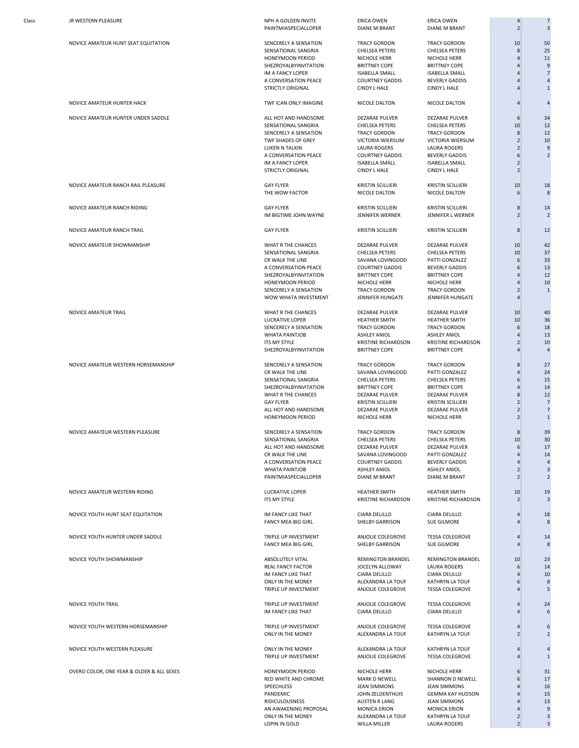| Class | | | | | |
|---|---|---|---|---|---|
| JR WESTERN PLEASURE | NPH A GOLDEN INVITE | ERICA OWEN | ERICA OWEN | 4 | 7 |
| | PAINTMIASPECIALLOPER | DIANE M BRANT | DIANE M BRANT | 2 | 3 |
| NOVICE AMATEUR HUNT SEAT EQUITATION | SENCERELY A SENSATION | TRACY GORDON | TRACY GORDON | 10 | 50 |
| | SENSATIONAL SANGRIA | CHELSEA PETERS | CHELSEA PETERS | 8 | 25 |
| | HONEYMOON PERIOD | NICHOLE HERR | NICHOLE HERR | 4 | 11 |
| | SHEZROYALBYINVITATION | BRITTNEY COPE | BRITTNEY COPE | 4 | 9 |
| | IM A FANCY LOPER | ISABELLA SMALL | ISABELLA SMALL | 4 | 7 |
| | A CONVERSATION PEACE | COURTNEY GADDIS | BEVERLY GADDIS | 4 | 4 |
| | STRICTLY ORIGINAL | CINDY L HALE | CINDY L HALE | 4 | 1 |
| NOVICE AMATEUR HUNTER HACK | TWF ICAN ONLY IMAGINE | NICOLE DALTON | NICOLE DALTON | 4 | 4 |
| NOVICE AMATEUR HUNTER UNDER SADDLE | ALL HOT AND HANDSOME | DEZARAE PULVER | DEZARAE PULVER | 6 | 34 |
| | SENSATIONAL SANGRIA | CHELSEA PETERS | CHELSEA PETERS | 10 | 12 |
| | SENCERELY A SENSATION | TRACY GORDON | TRACY GORDON | 8 | 12 |
| | TWF SHADES OF GREY | VICTORIA WIERSUM | VICTORIA WIERSUM | 2 | 10 |
| | LUKEN N TALKIN | LAURA ROGERS | LAURA ROGERS | 2 | 9 |
| | A CONVERSATION PEACE | COURTNEY GADDIS | BEVERLY GADDIS | 6 | 2 |
| | IM A FANCY LOPER | ISABELLA SMALL | ISABELLA SMALL | 2 | |
| | STRICTLY ORIGINAL | CINDY L HALE | CINDY L HALE | 2 | |
| NOVICE AMATEUR RANCH RAIL PLEASURE | GAY FLYER | KRISTIN SCILLIERI | KRISTIN SCILLIERI | 10 | 18 |
| | THE WOW FACTOR | NICOLE DALTON | NICOLE DALTON | 6 | 8 |
| NOVICE AMATEUR RANCH RIDING | GAY FLYER | KRISTIN SCILLIERI | KRISTIN SCILLIERI | 8 | 14 |
| | IM BIGTIME JOHN WAYNE | JENNIFER WERNER | JENNIFER L WERNER | 2 | 2 |
| NOVICE AMATEUR RANCH TRAIL | GAY FLYER | KRISTIN SCILLIERI | KRISTIN SCILLIERI | 8 | 12 |
| NOVICE AMATEUR SHOWMANSHIP | WHAT R THE CHANCES | DEZARAE PULVER | DEZARAE PULVER | 10 | 42 |
| | SENSATIONAL SANGRIA | CHELSEA PETERS | CHELSEA PETERS | 10 | 37 |
| | CR WALK THE LINE | SAVANA LOVINGOOD | PATTI GONZALEZ | 6 | 33 |
| | A CONVERSATION PEACE | COURTNEY GADDIS | BEVERLY GADDIS | 6 | 13 |
| | SHEZROYALBYINVITATION | BRITTNEY COPE | BRITTNEY COPE | 4 | 12 |
| | HONEYMOON PERIOD | NICHOLE HERR | NICHOLE HERR | 4 | 10 |
| | SENCERELY A SENSATION | TRACY GORDON | TRACY GORDON | 2 | 1 |
| | WOW WHATA INVESTMENT | JENNIFER HUNGATE | JENNIFER HUNGATE | 4 | |
| NOVICE AMATEUR TRAIL | WHAT R THE CHANCES | DEZARAE PULVER | DEZARAE PULVER | 10 | 40 |
| | LUCRATIVE LOPER | HEATHER SMITH | HEATHER SMITH | 10 | 36 |
| | SENCERELY A SENSATION | TRACY GORDON | TRACY GORDON | 6 | 18 |
| | WHATA PAINTJOB | ASHLEY ANIOL | ASHLEY ANIOL | 4 | 13 |
| | ITS MY STYLE | KRISTINE RICHARDSON | KRISTINE RICHARDSON | 2 | 10 |
| | SHEZROYALBYINVITATION | BRITTNEY COPE | BRITTNEY COPE | 4 | 4 |
| NOVICE AMATEUR WESTERN HORSEMANSHIP | SENCERELY A SENSATION | TRACY GORDON | TRACY GORDON | 8 | 27 |
| | CR WALK THE LINE | SAVANA LOVINGOOD | PATTI GONZALEZ | 4 | 24 |
| | SENSATIONAL SANGRIA | CHELSEA PETERS | CHELSEA PETERS | 6 | 15 |
| | SHEZROYALBYINVITATION | BRITTNEY COPE | BRITTNEY COPE | 4 | 14 |
| | WHAT R THE CHANCES | DEZARAE PULVER | DEZARAE PULVER | 8 | 12 |
| | GAY FLYER | KRISTIN SCILLIERI | KRISTIN SCILLIERI | 2 | 7 |
| | ALL HOT AND HANDSOME | DEZARAE PULVER | DEZARAE PULVER | 2 | 7 |
| | HONEYMOON PERIOD | NICHOLE HERR | NICHOLE HERR | 2 | 1 |
| NOVICE AMATEUR WESTERN PLEASURE | SENCERELY A SENSATION | TRACY GORDON | TRACY GORDON | 8 | 39 |
| | SENSATIONAL SANGRIA | CHELSEA PETERS | CHELSEA PETERS | 10 | 30 |
| | ALL HOT AND HANDSOME | DEZARAE PULVER | DEZARAE PULVER | 6 | 17 |
| | CR WALK THE LINE | SAVANA LOVINGOOD | PATTI GONZALEZ | 4 | 14 |
| | A CONVERSATION PEACE | COURTNEY GADDIS | BEVERLY GADDIS | 4 | 4 |
| | WHATA PAINTJOB | ASHLEY ANIOL | ASHLEY ANIOL | 2 | 3 |
| | PAINTMIASPECIALLOPER | DIANE M BRANT | DIANE M BRANT | 2 | 2 |
| NOVICE AMATEUR WESTERN RIDING | LUCRATIVE LOPER | HEATHER SMITH | HEATHER SMITH | 10 | 19 |
| | ITS MY STYLE | KRISTINE RICHARDSON | KRISTINE RICHARDSON | 2 | 3 |
| NOVICE YOUTH HUNT SEAT EQUITATION | IM FANCY LIKE THAT | CIARA DELILLO | CIARA DELILLO | 4 | 18 |
| | FANCY MEA BIG GIRL | SHELBY GARRISON | SUE GILMORE | 4 | 8 |
| NOVICE YOUTH HUNTER UNDER SADDLE | TRIPLE UP INVESTMENT | ANJOLIE COLEGROVE | TESSA COLEGROVE | 4 | 14 |
| | FANCY MEA BIG GIRL | SHELBY GARRISON | SUE GILMORE | 4 | 8 |
| NOVICE YOUTH SHOWMANSHIP | ABSOLUTELY VITAL | REMINGTON BRANDEL | REMINGTON BRANDEL | 10 | 23 |
| | REAL FANCY FACTOR | JOCELYN ALLOWAY | LAURA ROGERS | 6 | 14 |
| | IM FANCY LIKE THAT | CIARA DELILLO | CIARA DELILLO | 4 | 10 |
| | ONLY IN THE MONEY | ALEXANDRA LA TOUF | KATHRYN LA TOUF | 6 | 8 |
| | TRIPLE UP INVESTMENT | ANJOLIE COLEGROVE | TESSA COLEGROVE | 4 | 5 |
| NOVICE YOUTH TRAIL | TRIPLE UP INVESTMENT | ANJOLIE COLEGROVE | TESSA COLEGROVE | 4 | 24 |
| | IM FANCY LIKE THAT | CIARA DELILLO | CIARA DELILLO | 4 | 6 |
| NOVICE YOUTH WESTERN HORSEMANSHIP | TRIPLE UP INVESTMENT | ANJOLIE COLEGROVE | TESSA COLEGROVE | 4 | 6 |
| | ONLY IN THE MONEY | ALEXANDRA LA TOUF | KATHRYN LA TOUF | 2 | 2 |
| NOVICE YOUTH WESTERN PLEASURE | ONLY IN THE MONEY | ALEXANDRA LA TOUF | KATHRYN LA TOUF | 4 | 4 |
| | TRIPLE UP INVESTMENT | ANJOLIE COLEGROVE | TESSA COLEGROVE | 4 | 1 |
| OVERO COLOR, ONE YEAR & OLDER & ALL SEXES | HONEYMOON PERIOD | NICHOLE HERR | NICHOLE HERR | 6 | 31 |
| | RED WHITE AND CHROME | MARK D NEWELL | SHANNON D NEWELL | 6 | 17 |
| | SPEECHLESS | JEAN SIMMONS | JEAN SIMMONS | 4 | 16 |
| | PANDEMIC | JOHN ZELDENTHUIS | GEMMA KAY HUDSON | 4 | 15 |
| | RIDICULOUSNESS | AUSTEN R LANG | JEAN SIMMONS | 4 | 13 |
| | AN AWAKENING PROPOSAL | MONICA ERION | MONICA ERION | 4 | 9 |
| | ONLY IN THE MONEY | ALEXANDRA LA TOUF | KATHRYN LA TOUF | 2 | 3 |
| | LOPIN IN GOLD | WILLA MILLER | LAURA ROGERS | 2 | 3 |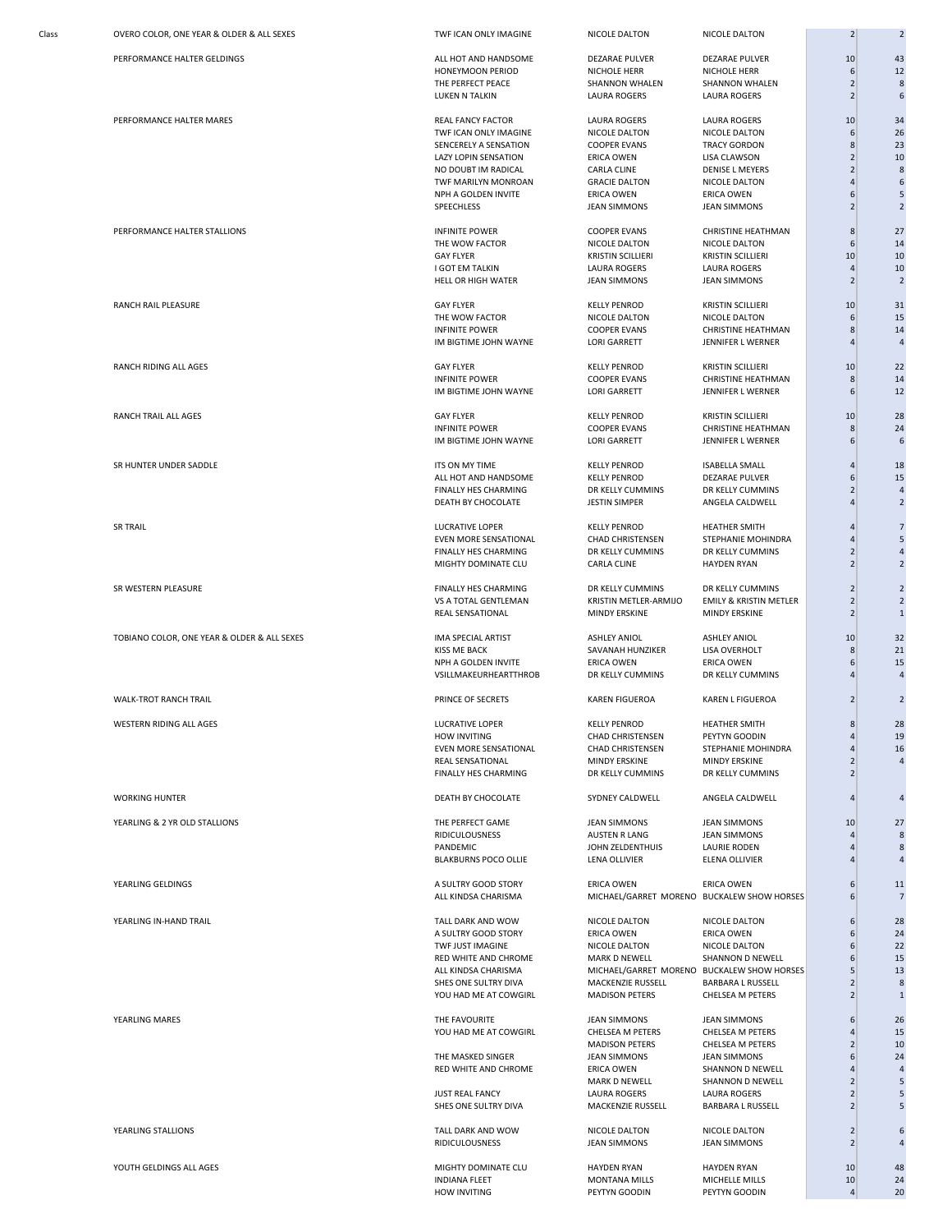| Class | | | | | |
|---|---|---|---|---|---|
| OVERO COLOR, ONE YEAR & OLDER & ALL SEXES | TWF ICAN ONLY IMAGINE | NICOLE DALTON | NICOLE DALTON | 2 | 2 |
| PERFORMANCE HALTER GELDINGS | ALL HOT AND HANDSOME | DEZARAE PULVER | DEZARAE PULVER | 10 | 43 |
| | HONEYMOON PERIOD | NICHOLE HERR | NICHOLE HERR | 6 | 12 |
| | THE PERFECT PEACE | SHANNON WHALEN | SHANNON WHALEN | 2 | 8 |
| | LUKEN N TALKIN | LAURA ROGERS | LAURA ROGERS | 2 | 6 |
| PERFORMANCE HALTER MARES | REAL FANCY FACTOR | LAURA ROGERS | LAURA ROGERS | 10 | 34 |
| | TWF ICAN ONLY IMAGINE | NICOLE DALTON | NICOLE DALTON | 6 | 26 |
| | SENCERELY A SENSATION | COOPER EVANS | TRACY GORDON | 8 | 23 |
| | LAZY LOPIN SENSATION | ERICA OWEN | LISA CLAWSON | 2 | 10 |
| | NO DOUBT IM RADICAL | CARLA CLINE | DENISE L MEYERS | 2 | 8 |
| | TWF MARILYN MONROAN | GRACIE DALTON | NICOLE DALTON | 4 | 6 |
| | NPH A GOLDEN INVITE | ERICA OWEN | ERICA OWEN | 6 | 5 |
| | SPEECHLESS | JEAN SIMMONS | JEAN SIMMONS | 2 | 2 |
| PERFORMANCE HALTER STALLIONS | INFINITE POWER | COOPER EVANS | CHRISTINE HEATHMAN | 8 | 27 |
| | THE WOW FACTOR | NICOLE DALTON | NICOLE DALTON | 6 | 14 |
| | GAY FLYER | KRISTIN SCILLIERI | KRISTIN SCILLIERI | 10 | 10 |
| | I GOT EM TALKIN | LAURA ROGERS | LAURA ROGERS | 4 | 10 |
| | HELL OR HIGH WATER | JEAN SIMMONS | JEAN SIMMONS | 2 | 2 |
| RANCH RAIL PLEASURE | GAY FLYER | KELLY PENROD | KRISTIN SCILLIERI | 10 | 31 |
| | THE WOW FACTOR | NICOLE DALTON | NICOLE DALTON | 6 | 15 |
| | INFINITE POWER | COOPER EVANS | CHRISTINE HEATHMAN | 8 | 14 |
| | IM BIGTIME JOHN WAYNE | LORI GARRETT | JENNIFER L WERNER | 4 | 4 |
| RANCH RIDING ALL AGES | GAY FLYER | KELLY PENROD | KRISTIN SCILLIERI | 10 | 22 |
| | INFINITE POWER | COOPER EVANS | CHRISTINE HEATHMAN | 8 | 14 |
| | IM BIGTIME JOHN WAYNE | LORI GARRETT | JENNIFER L WERNER | 6 | 12 |
| RANCH TRAIL ALL AGES | GAY FLYER | KELLY PENROD | KRISTIN SCILLIERI | 10 | 28 |
| | INFINITE POWER | COOPER EVANS | CHRISTINE HEATHMAN | 8 | 24 |
| | IM BIGTIME JOHN WAYNE | LORI GARRETT | JENNIFER L WERNER | 6 | 6 |
| SR HUNTER UNDER SADDLE | ITS ON MY TIME | KELLY PENROD | ISABELLA SMALL | 4 | 18 |
| | ALL HOT AND HANDSOME | KELLY PENROD | DEZARAE PULVER | 6 | 15 |
| | FINALLY HES CHARMING | DR KELLY CUMMINS | DR KELLY CUMMINS | 2 | 4 |
| | DEATH BY CHOCOLATE | JESTIN SIMPER | ANGELA CALDWELL | 4 | 2 |
| SR TRAIL | LUCRATIVE LOPER | KELLY PENROD | HEATHER SMITH | 4 | 7 |
| | EVEN MORE SENSATIONAL | CHAD CHRISTENSEN | STEPHANIE MOHINDRA | 4 | 5 |
| | FINALLY HES CHARMING | DR KELLY CUMMINS | DR KELLY CUMMINS | 2 | 4 |
| | MIGHTY DOMINATE CLU | CARLA CLINE | HAYDEN RYAN | 2 | 2 |
| SR WESTERN PLEASURE | FINALLY HES CHARMING | DR KELLY CUMMINS | DR KELLY CUMMINS | 2 | 2 |
| | VS A TOTAL GENTLEMAN | KRISTIN METLER-ARMIJO | EMILY & KRISTIN METLER | 2 | 2 |
| | REAL SENSATIONAL | MINDY ERSKINE | MINDY ERSKINE | 2 | 1 |
| TOBIANO COLOR, ONE YEAR & OLDER & ALL SEXES | IMA SPECIAL ARTIST | ASHLEY ANIOL | ASHLEY ANIOL | 10 | 32 |
| | KISS ME BACK | SAVANAH HUNZIKER | LISA OVERHOLT | 8 | 21 |
| | NPH A GOLDEN INVITE | ERICA OWEN | ERICA OWEN | 6 | 15 |
| | VSILLMAKEURHEARTTHROB | DR KELLY CUMMINS | DR KELLY CUMMINS | 4 | 4 |
| WALK-TROT RANCH TRAIL | PRINCE OF SECRETS | KAREN FIGUEROA | KAREN L FIGUEROA | 2 | 2 |
| WESTERN RIDING ALL AGES | LUCRATIVE LOPER | KELLY PENROD | HEATHER SMITH | 8 | 28 |
| | HOW INVITING | CHAD CHRISTENSEN | PEYTYN GOODIN | 4 | 19 |
| | EVEN MORE SENSATIONAL | CHAD CHRISTENSEN | STEPHANIE MOHINDRA | 4 | 16 |
| | REAL SENSATIONAL | MINDY ERSKINE | MINDY ERSKINE | 2 | 4 |
| | FINALLY HES CHARMING | DR KELLY CUMMINS | DR KELLY CUMMINS | 2 | |
| WORKING HUNTER | DEATH BY CHOCOLATE | SYDNEY CALDWELL | ANGELA CALDWELL | 4 | 4 |
| YEARLING & 2 YR OLD STALLIONS | THE PERFECT GAME | JEAN SIMMONS | JEAN SIMMONS | 10 | 27 |
| | RIDICULOUSNESS | AUSTEN R LANG | JEAN SIMMONS | 4 | 8 |
| | PANDEMIC | JOHN ZELDENTHUIS | LAURIE RODEN | 4 | 8 |
| | BLAKBURNS POCO OLLIE | LENA OLLIVIER | ELENA OLLIVIER | 4 | 4 |
| YEARLING GELDINGS | A SULTRY GOOD STORY | ERICA OWEN | ERICA OWEN | 6 | 11 |
| | ALL KINDSA CHARISMA | MICHAEL/GARRET MORENO | BUCKALEW SHOW HORSES | 6 | 7 |
| YEARLING IN-HAND TRAIL | TALL DARK AND WOW | NICOLE DALTON | NICOLE DALTON | 6 | 28 |
| | A SULTRY GOOD STORY | ERICA OWEN | ERICA OWEN | 6 | 24 |
| | TWF JUST IMAGINE | NICOLE DALTON | NICOLE DALTON | 6 | 22 |
| | RED WHITE AND CHROME | MARK D NEWELL | SHANNON D NEWELL | 6 | 15 |
| | ALL KINDSA CHARISMA | MICHAEL/GARRET MORENO | BUCKALEW SHOW HORSES | 5 | 13 |
| | SHES ONE SULTRY DIVA | MACKENZIE RUSSELL | BARBARA L RUSSELL | 2 | 8 |
| | YOU HAD ME AT COWGIRL | MADISON PETERS | CHELSEA M PETERS | 2 | 1 |
| YEARLING MARES | THE FAVOURITE | JEAN SIMMONS | JEAN SIMMONS | 6 | 26 |
| | YOU HAD ME AT COWGIRL | CHELSEA M PETERS | CHELSEA M PETERS | 4 | 15 |
| | | MADISON PETERS | CHELSEA M PETERS | 2 | 10 |
| | THE MASKED SINGER | JEAN SIMMONS | JEAN SIMMONS | 6 | 24 |
| | RED WHITE AND CHROME | ERICA OWEN | SHANNON D NEWELL | 4 | 4 |
| | | MARK D NEWELL | SHANNON D NEWELL | 2 | 5 |
| | JUST REAL FANCY | LAURA ROGERS | LAURA ROGERS | 2 | 5 |
| | SHES ONE SULTRY DIVA | MACKENZIE RUSSELL | BARBARA L RUSSELL | 2 | 5 |
| YEARLING STALLIONS | TALL DARK AND WOW | NICOLE DALTON | NICOLE DALTON | 2 | 6 |
| | RIDICULOUSNESS | JEAN SIMMONS | JEAN SIMMONS | 2 | 4 |
| YOUTH GELDINGS ALL AGES | MIGHTY DOMINATE CLU | HAYDEN RYAN | HAYDEN RYAN | 10 | 48 |
| | INDIANA FLEET | MONTANA MILLS | MICHELLE MILLS | 10 | 24 |
| | HOW INVITING | PEYTYN GOODIN | PEYTYN GOODIN | 4 | 20 |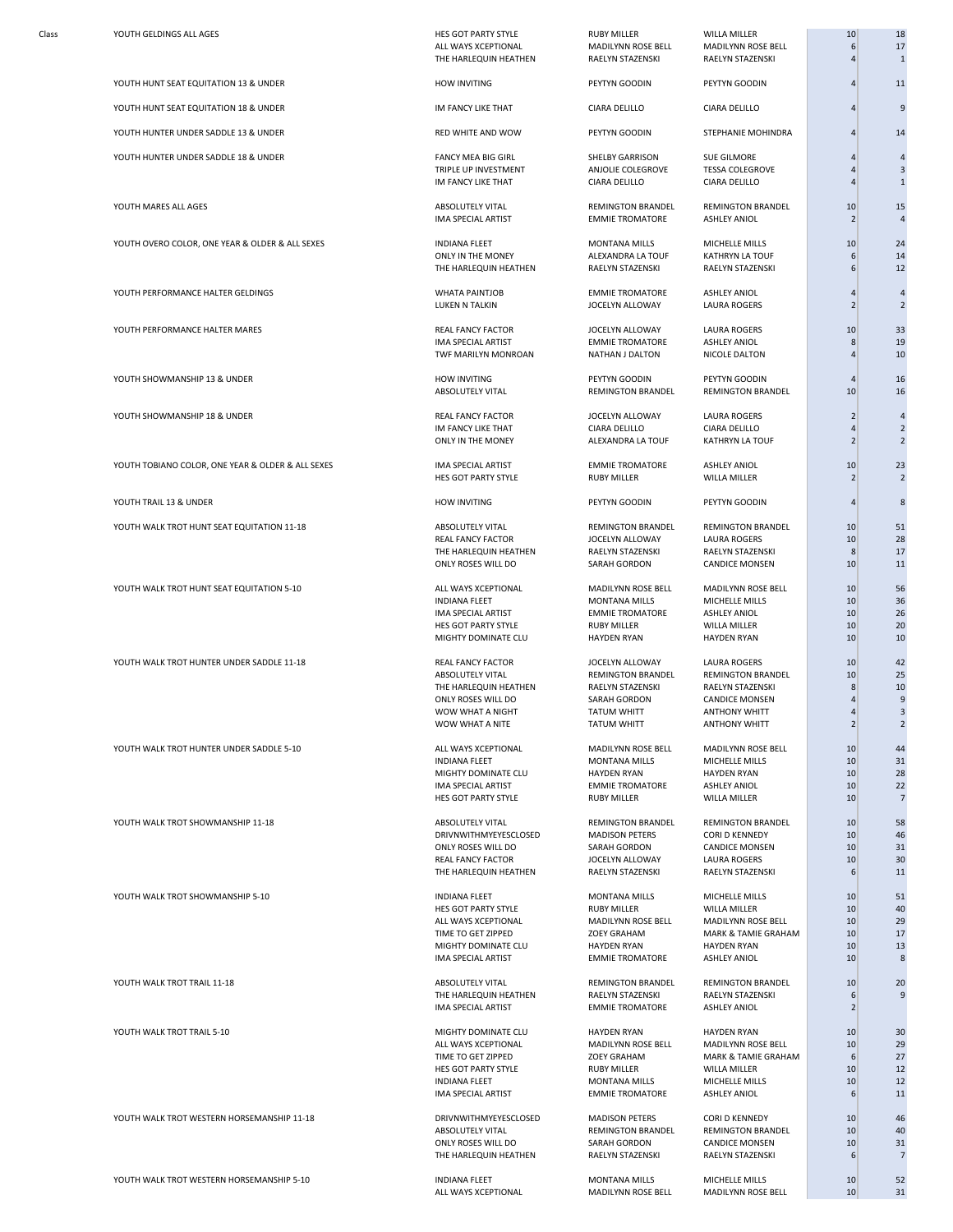| Class | | | | | | |
|---|---|---|---|---|---|---|
| YOUTH GELDINGS ALL AGES | HES GOT PARTY STYLE | RUBY MILLER | WILLA MILLER | 10 | 18 |
| | ALL WAYS XCEPTIONAL | MADILYNN ROSE BELL | MADILYNN ROSE BELL | 6 | 17 |
| | THE HARLEQUIN HEATHEN | RAELYN STAZENSKI | RAELYN STAZENSKI | 4 | 1 |
| YOUTH HUNT SEAT EQUITATION 13 & UNDER | HOW INVITING | PEYTYN GOODIN | PEYTYN GOODIN | 4 | 11 |
| YOUTH HUNT SEAT EQUITATION 18 & UNDER | IM FANCY LIKE THAT | CIARA DELILLO | CIARA DELILLO | 4 | 9 |
| YOUTH HUNTER UNDER SADDLE 13 & UNDER | RED WHITE AND WOW | PEYTYN GOODIN | STEPHANIE MOHINDRA | 4 | 14 |
| YOUTH HUNTER UNDER SADDLE 18 & UNDER | FANCY MEA BIG GIRL | SHELBY GARRISON | SUE GILMORE | 4 | 4 |
| | TRIPLE UP INVESTMENT | ANJOLIE COLEGROVE | TESSA COLEGROVE | 4 | 3 |
| | IM FANCY LIKE THAT | CIARA DELILLO | CIARA DELILLO | 4 | 1 |
| YOUTH MARES ALL AGES | ABSOLUTELY VITAL | REMINGTON BRANDEL | REMINGTON BRANDEL | 10 | 15 |
| | IMA SPECIAL ARTIST | EMMIE TROMATORE | ASHLEY ANIOL | 2 | 4 |
| YOUTH OVERO COLOR, ONE YEAR & OLDER & ALL SEXES | INDIANA FLEET | MONTANA MILLS | MICHELLE MILLS | 10 | 24 |
| | ONLY IN THE MONEY | ALEXANDRA LA TOUF | KATHRYN LA TOUF | 6 | 14 |
| | THE HARLEQUIN HEATHEN | RAELYN STAZENSKI | RAELYN STAZENSKI | 6 | 12 |
| YOUTH PERFORMANCE HALTER GELDINGS | WHATA PAINTJOB | EMMIE TROMATORE | ASHLEY ANIOL | 4 | 4 |
| | LUKEN N TALKIN | JOCELYN ALLOWAY | LAURA ROGERS | 2 | 2 |
| YOUTH PERFORMANCE HALTER MARES | REAL FANCY FACTOR | JOCELYN ALLOWAY | LAURA ROGERS | 10 | 33 |
| | IMA SPECIAL ARTIST | EMMIE TROMATORE | ASHLEY ANIOL | 8 | 19 |
| | TWF MARILYN MONROAN | NATHAN J DALTON | NICOLE DALTON | 4 | 10 |
| YOUTH SHOWMANSHIP 13 & UNDER | HOW INVITING | PEYTYN GOODIN | PEYTYN GOODIN | 4 | 16 |
| | ABSOLUTELY VITAL | REMINGTON BRANDEL | REMINGTON BRANDEL | 10 | 16 |
| YOUTH SHOWMANSHIP 18 & UNDER | REAL FANCY FACTOR | JOCELYN ALLOWAY | LAURA ROGERS | 2 | 4 |
| | IM FANCY LIKE THAT | CIARA DELILLO | CIARA DELILLO | 4 | 2 |
| | ONLY IN THE MONEY | ALEXANDRA LA TOUF | KATHRYN LA TOUF | 2 | 2 |
| YOUTH TOBIANO COLOR, ONE YEAR & OLDER & ALL SEXES | IMA SPECIAL ARTIST | EMMIE TROMATORE | ASHLEY ANIOL | 10 | 23 |
| | HES GOT PARTY STYLE | RUBY MILLER | WILLA MILLER | 2 | 2 |
| YOUTH TRAIL 13 & UNDER | HOW INVITING | PEYTYN GOODIN | PEYTYN GOODIN | 4 | 8 |
| YOUTH WALK TROT HUNT SEAT EQUITATION 11-18 | ABSOLUTELY VITAL | REMINGTON BRANDEL | REMINGTON BRANDEL | 10 | 51 |
| | REAL FANCY FACTOR | JOCELYN ALLOWAY | LAURA ROGERS | 10 | 28 |
| | THE HARLEQUIN HEATHEN | RAELYN STAZENSKI | RAELYN STAZENSKI | 8 | 17 |
| | ONLY ROSES WILL DO | SARAH GORDON | CANDICE MONSEN | 10 | 11 |
| YOUTH WALK TROT HUNT SEAT EQUITATION 5-10 | ALL WAYS XCEPTIONAL | MADILYNN ROSE BELL | MADILYNN ROSE BELL | 10 | 56 |
| | INDIANA FLEET | MONTANA MILLS | MICHELLE MILLS | 10 | 36 |
| | IMA SPECIAL ARTIST | EMMIE TROMATORE | ASHLEY ANIOL | 10 | 26 |
| | HES GOT PARTY STYLE | RUBY MILLER | WILLA MILLER | 10 | 20 |
| | MIGHTY DOMINATE CLU | HAYDEN RYAN | HAYDEN RYAN | 10 | 10 |
| YOUTH WALK TROT HUNTER UNDER SADDLE 11-18 | REAL FANCY FACTOR | JOCELYN ALLOWAY | LAURA ROGERS | 10 | 42 |
| | ABSOLUTELY VITAL | REMINGTON BRANDEL | REMINGTON BRANDEL | 10 | 25 |
| | THE HARLEQUIN HEATHEN | RAELYN STAZENSKI | RAELYN STAZENSKI | 8 | 10 |
| | ONLY ROSES WILL DO | SARAH GORDON | CANDICE MONSEN | 4 | 9 |
| | WOW WHAT A NIGHT | TATUM WHITT | ANTHONY WHITT | 4 | 3 |
| | WOW WHAT A NITE | TATUM WHITT | ANTHONY WHITT | 2 | 2 |
| YOUTH WALK TROT HUNTER UNDER SADDLE 5-10 | ALL WAYS XCEPTIONAL | MADILYNN ROSE BELL | MADILYNN ROSE BELL | 10 | 44 |
| | INDIANA FLEET | MONTANA MILLS | MICHELLE MILLS | 10 | 31 |
| | MIGHTY DOMINATE CLU | HAYDEN RYAN | HAYDEN RYAN | 10 | 28 |
| | IMA SPECIAL ARTIST | EMMIE TROMATORE | ASHLEY ANIOL | 10 | 22 |
| | HES GOT PARTY STYLE | RUBY MILLER | WILLA MILLER | 10 | 7 |
| YOUTH WALK TROT SHOWMANSHIP 11-18 | ABSOLUTELY VITAL | REMINGTON BRANDEL | REMINGTON BRANDEL | 10 | 58 |
| | DRIVNWITHMYEYESCLOSED | MADISON PETERS | CORI D KENNEDY | 10 | 46 |
| | ONLY ROSES WILL DO | SARAH GORDON | CANDICE MONSEN | 10 | 31 |
| | REAL FANCY FACTOR | JOCELYN ALLOWAY | LAURA ROGERS | 10 | 30 |
| | THE HARLEQUIN HEATHEN | RAELYN STAZENSKI | RAELYN STAZENSKI | 6 | 11 |
| YOUTH WALK TROT SHOWMANSHIP 5-10 | INDIANA FLEET | MONTANA MILLS | MICHELLE MILLS | 10 | 51 |
| | HES GOT PARTY STYLE | RUBY MILLER | WILLA MILLER | 10 | 40 |
| | ALL WAYS XCEPTIONAL | MADILYNN ROSE BELL | MADILYNN ROSE BELL | 10 | 29 |
| | TIME TO GET ZIPPED | ZOEY GRAHAM | MARK & TAMIE GRAHAM | 10 | 17 |
| | MIGHTY DOMINATE CLU | HAYDEN RYAN | HAYDEN RYAN | 10 | 13 |
| | IMA SPECIAL ARTIST | EMMIE TROMATORE | ASHLEY ANIOL | 10 | 8 |
| YOUTH WALK TROT TRAIL 11-18 | ABSOLUTELY VITAL | REMINGTON BRANDEL | REMINGTON BRANDEL | 10 | 20 |
| | THE HARLEQUIN HEATHEN | RAELYN STAZENSKI | RAELYN STAZENSKI | 6 | 9 |
| | IMA SPECIAL ARTIST | EMMIE TROMATORE | ASHLEY ANIOL | 2 | |
| YOUTH WALK TROT TRAIL 5-10 | MIGHTY DOMINATE CLU | HAYDEN RYAN | HAYDEN RYAN | 10 | 30 |
| | ALL WAYS XCEPTIONAL | MADILYNN ROSE BELL | MADILYNN ROSE BELL | 10 | 29 |
| | TIME TO GET ZIPPED | ZOEY GRAHAM | MARK & TAMIE GRAHAM | 6 | 27 |
| | HES GOT PARTY STYLE | RUBY MILLER | WILLA MILLER | 10 | 12 |
| | INDIANA FLEET | MONTANA MILLS | MICHELLE MILLS | 10 | 12 |
| | IMA SPECIAL ARTIST | EMMIE TROMATORE | ASHLEY ANIOL | 6 | 11 |
| YOUTH WALK TROT WESTERN HORSEMANSHIP 11-18 | DRIVNWITHMYEYESCLOSED | MADISON PETERS | CORI D KENNEDY | 10 | 46 |
| | ABSOLUTELY VITAL | REMINGTON BRANDEL | REMINGTON BRANDEL | 10 | 40 |
| | ONLY ROSES WILL DO | SARAH GORDON | CANDICE MONSEN | 10 | 31 |
| | THE HARLEQUIN HEATHEN | RAELYN STAZENSKI | RAELYN STAZENSKI | 6 | 7 |
| YOUTH WALK TROT WESTERN HORSEMANSHIP 5-10 | INDIANA FLEET | MONTANA MILLS | MICHELLE MILLS | 10 | 52 |
| | ALL WAYS XCEPTIONAL | MADILYNN ROSE BELL | MADILYNN ROSE BELL | 10 | 31 |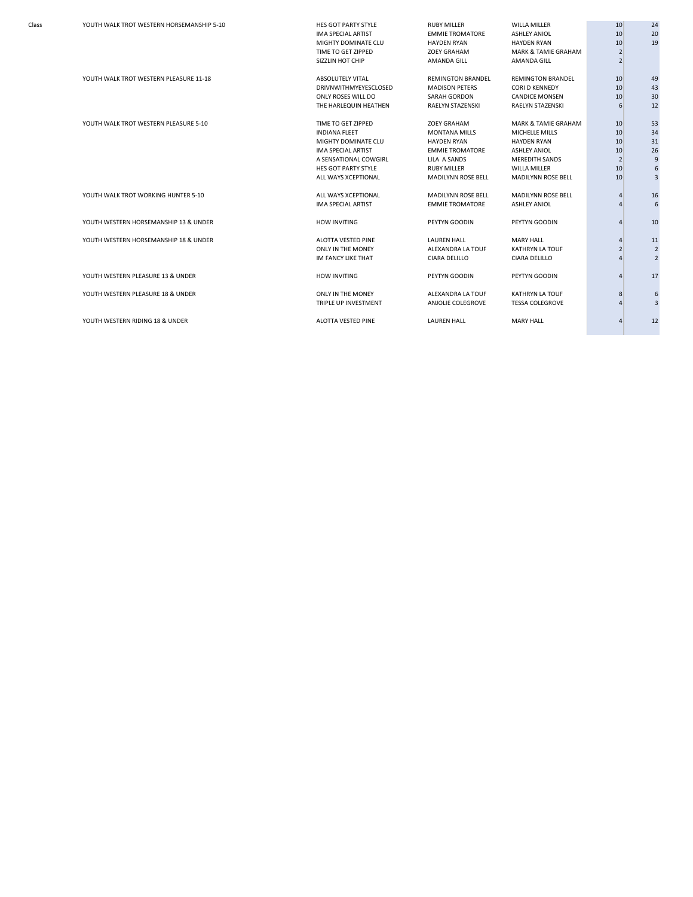| | | | | | | |
|---|---|---|---|---|---|---|
| Class | YOUTH WALK TROT WESTERN HORSEMANSHIP 5-10 | HES GOT PARTY STYLE | RUBY MILLER | WILLA MILLER | 10 | 24 |
| | | IMA SPECIAL ARTIST | EMMIE TROMATORE | ASHLEY ANIOL | 10 | 20 |
| | | MIGHTY DOMINATE CLU | HAYDEN RYAN | HAYDEN RYAN | 10 | 19 |
| | | TIME TO GET ZIPPED | ZOEY GRAHAM | MARK & TAMIE GRAHAM | 2 | |
| | | SIZZLIN HOT CHIP | AMANDA GILL | AMANDA GILL | 2 | |
| | YOUTH WALK TROT WESTERN PLEASURE 11-18 | ABSOLUTELY VITAL | REMINGTON BRANDEL | REMINGTON BRANDEL | 10 | 49 |
| | | DRIVNWITHMYEYESCLOSED | MADISON PETERS | CORI D KENNEDY | 10 | 43 |
| | | ONLY ROSES WILL DO | SARAH GORDON | CANDICE MONSEN | 10 | 30 |
| | | THE HARLEQUIN HEATHEN | RAELYN STAZENSKI | RAELYN STAZENSKI | 6 | 12 |
| | YOUTH WALK TROT WESTERN PLEASURE 5-10 | TIME TO GET ZIPPED | ZOEY GRAHAM | MARK & TAMIE GRAHAM | 10 | 53 |
| | | INDIANA FLEET | MONTANA MILLS | MICHELLE MILLS | 10 | 34 |
| | | MIGHTY DOMINATE CLU | HAYDEN RYAN | HAYDEN RYAN | 10 | 31 |
| | | IMA SPECIAL ARTIST | EMMIE TROMATORE | ASHLEY ANIOL | 10 | 26 |
| | | A SENSATIONAL COWGIRL | LILA A SANDS | MEREDITH SANDS | 2 | 9 |
| | | HES GOT PARTY STYLE | RUBY MILLER | WILLA MILLER | 10 | 6 |
| | | ALL WAYS XCEPTIONAL | MADILYNN ROSE BELL | MADILYNN ROSE BELL | 10 | 3 |
| | YOUTH WALK TROT WORKING HUNTER 5-10 | ALL WAYS XCEPTIONAL | MADILYNN ROSE BELL | MADILYNN ROSE BELL | 4 | 16 |
| | | IMA SPECIAL ARTIST | EMMIE TROMATORE | ASHLEY ANIOL | 4 | 6 |
| | YOUTH WESTERN HORSEMANSHIP 13 & UNDER | HOW INVITING | PEYTYN GOODIN | PEYTYN GOODIN | 4 | 10 |
| | YOUTH WESTERN HORSEMANSHIP 18 & UNDER | ALOTTA VESTED PINE | LAUREN HALL | MARY HALL | 4 | 11 |
| | | ONLY IN THE MONEY | ALEXANDRA LA TOUF | KATHRYN LA TOUF | 2 | 2 |
| | | IM FANCY LIKE THAT | CIARA DELILLO | CIARA DELILLO | 4 | 2 |
| | YOUTH WESTERN PLEASURE 13 & UNDER | HOW INVITING | PEYTYN GOODIN | PEYTYN GOODIN | 4 | 17 |
| | YOUTH WESTERN PLEASURE 18 & UNDER | ONLY IN THE MONEY | ALEXANDRA LA TOUF | KATHRYN LA TOUF | 8 | 6 |
| | | TRIPLE UP INVESTMENT | ANJOLIE COLEGROVE | TESSA COLEGROVE | 4 | 3 |
| | YOUTH WESTERN RIDING 18 & UNDER | ALOTTA VESTED PINE | LAUREN HALL | MARY HALL | 4 | 12 |